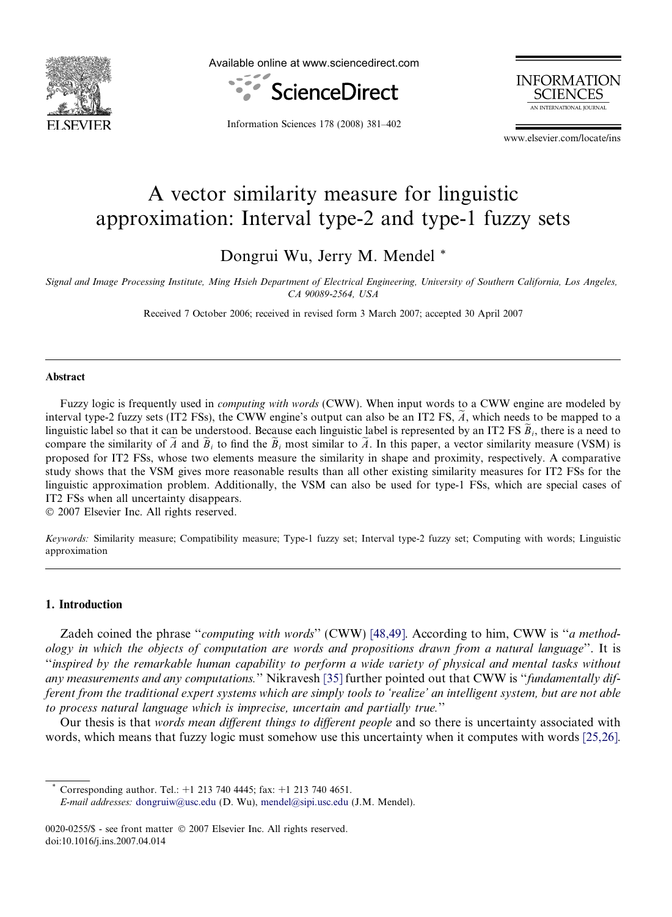# A vector similarity measure for linguistic approximation: Interval type-2 and type-1 fuzzy sets

Dongrui Wu, Jerry M. Mendel *

*Signal and Image Processing Institute, Ming Hsieh Department of Electrical Engineering, University of Southern California, Los Angeles, CA 90089-2564, USA*

Received 7 October 2006; received in revised form 3 March 2007; accepted 30 April 2007

---

## Abstract

Fuzzy logic is frequently used in *computing with words* (CWW). When input words to a CWW engine are modeled by interval type-2 fuzzy sets (IT2 FSs), the CWW engine's output can also be an IT2 FS, $\widetilde{A}$, which needs to be mapped to a linguistic label so that it can be understood. Because each linguistic label is represented by an IT2 FS $\widetilde{B}_i$, there is a need to compare the similarity of $\widetilde{A}$ and $\widetilde{B}_i$ to find the $\widetilde{B}_i$ most similar to $\widetilde{A}$. In this paper, a vector similarity measure (VSM) is proposed for IT2 FSs, whose two elements measure the similarity in shape and proximity, respectively. A comparative study shows that the VSM gives more reasonable results than all other existing similarity measures for IT2 FSs for the linguistic approximation problem. Additionally, the VSM can also be used for type-1 FSs, which are special cases of IT2 FSs when all uncertainty disappears.

© 2007 Elsevier Inc. All rights reserved.

*Keywords:* Similarity measure; Compatibility measure; Type-1 fuzzy set; Interval type-2 fuzzy set; Computing with words; Linguistic approximation

---

## 1. Introduction

Zadeh coined the phrase "*computing with words*" (CWW) [48,49]. According to him, CWW is "*a methodology in which the objects of computation are words and propositions drawn from a natural language*". It is "*inspired by the remarkable human capability to perform a wide variety of physical and mental tasks without any measurements and any computations.*" Nikravesh [35] further pointed out that CWW is "*fundamentally different from the traditional expert systems which are simply tools to 'realize' an intelligent system, but are not able to process natural language which is imprecise, uncertain and partially true.*"

Our thesis is that *words mean different things to different people* and so there is uncertainty associated with words, which means that fuzzy logic must somehow use this uncertainty when it computes with words [25,26].

---

* Corresponding author. Tel.: +1 213 740 4445; fax: +1 213 740 4651.
*E-mail addresses:* dongruiw@usc.edu (D. Wu), mendel@sipi.usc.edu (J.M. Mendel).

0020-0255/$ - see front matter © 2007 Elsevier Inc. All rights reserved.
doi:10.1016/j.ins.2007.04.014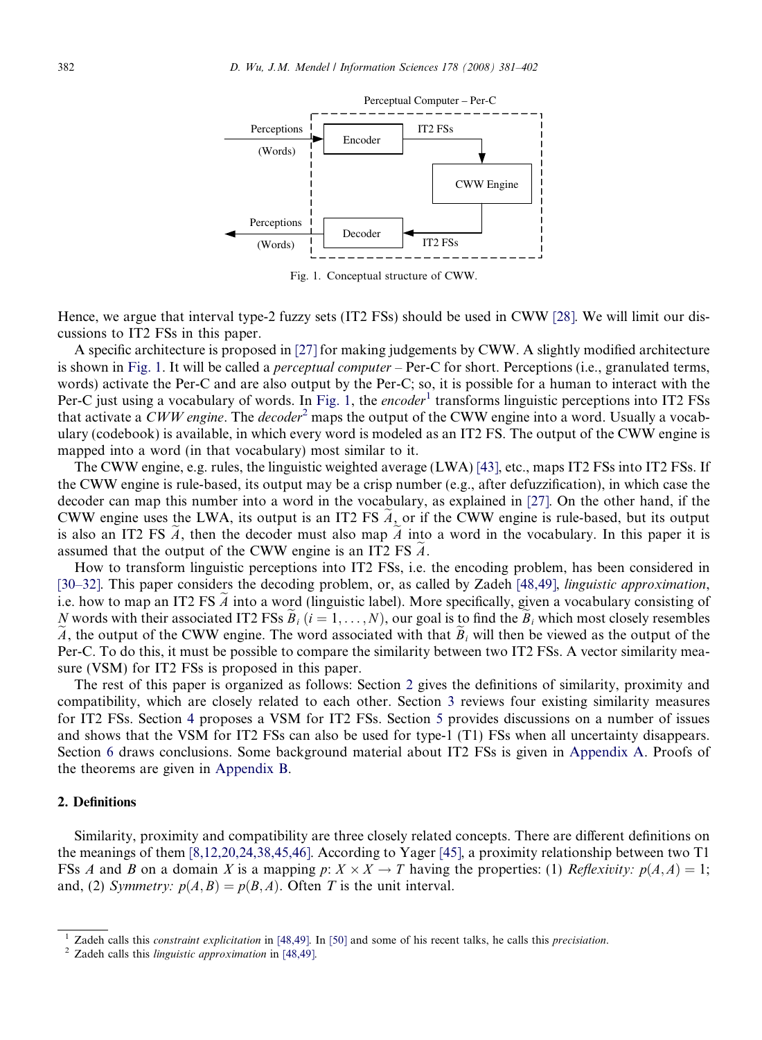Perceptual Computer – Per-C

Perceptions (Words) → Encoder → IT2 FSs → CWW Engine → IT2 FSs → Decoder → Perceptions (Words)

Fig. 1. Conceptual structure of CWW.

Hence, we argue that interval type-2 fuzzy sets (IT2 FSs) should be used in CWW [28]. We will limit our discussions to IT2 FSs in this paper.

A specific architecture is proposed in [27] for making judgements by CWW. A slightly modified architecture is shown in Fig. 1. It will be called a *perceptual computer* – Per-C for short. Perceptions (i.e., granulated terms, words) activate the Per-C and are also output by the Per-C; so, it is possible for a human to interact with the Per-C just using a vocabulary of words. In Fig. 1, the *encoder*[1] transforms linguistic perceptions into IT2 FSs that activate a *CWW engine*. The *decoder*[2] maps the output of the CWW engine into a word. Usually a vocabulary (codebook) is available, in which every word is modeled as an IT2 FS. The output of the CWW engine is mapped into a word (in that vocabulary) most similar to it.

The CWW engine, e.g. rules, the linguistic weighted average (LWA) [43], etc., maps IT2 FSs into IT2 FSs. If the CWW engine is rule-based, its output may be a crisp number (e.g., after defuzzification), in which case the decoder can map this number into a word in the vocabulary, as explained in [27]. On the other hand, if the CWW engine uses the LWA, its output is an IT2 FS $\widetilde{A}$, or if the CWW engine is rule-based, but its output is also an IT2 FS $\widetilde{A}$, then the decoder must also map $\widetilde{A}$ into a word in the vocabulary. In this paper it is assumed that the output of the CWW engine is an IT2 FS $\widetilde{A}$.

How to transform linguistic perceptions into IT2 FSs, i.e. the encoding problem, has been considered in [30–32]. This paper considers the decoding problem, or, as called by Zadeh [48,49], *linguistic approximation*, i.e. how to map an IT2 FS $\widetilde{A}$ into a word (linguistic label). More specifically, given a vocabulary consisting of $N$ words with their associated IT2 FSs $\widetilde{B}_i$ $(i = 1, \ldots, N)$, our goal is to find the $\widetilde{B}_i$ which most closely resembles $\widetilde{A}$, the output of the CWW engine. The word associated with that $\widetilde{B}_i$ will then be viewed as the output of the Per-C. To do this, it must be possible to compare the similarity between two IT2 FSs. A vector similarity measure (VSM) for IT2 FSs is proposed in this paper.

The rest of this paper is organized as follows: Section 2 gives the definitions of similarity, proximity and compatibility, which are closely related to each other. Section 3 reviews four existing similarity measures for IT2 FSs. Section 4 proposes a VSM for IT2 FSs. Section 5 provides discussions on a number of issues and shows that the VSM for IT2 FSs can also be used for type-1 (T1) FSs when all uncertainty disappears. Section 6 draws conclusions. Some background material about IT2 FSs is given in Appendix A. Proofs of the theorems are given in Appendix B.

## 2. Definitions

Similarity, proximity and compatibility are three closely related concepts. There are different definitions on the meanings of them [8,12,20,24,38,45,46]. According to Yager [45], a proximity relationship between two T1 FSs $A$ and $B$ on a domain $X$ is a mapping $p$: $X \times X \to T$ having the properties: (1) *Reflexivity:* $p(A, A) = 1$; and, (2) *Symmetry:* $p(A, B) = p(B, A)$. Often $T$ is the unit interval.

---

[1] Zadeh calls this *constraint explicitation* in [48,49]. In [50] and some of his recent talks, he calls this *precisiation*.

[2] Zadeh calls this *linguistic approximation* in [48,49].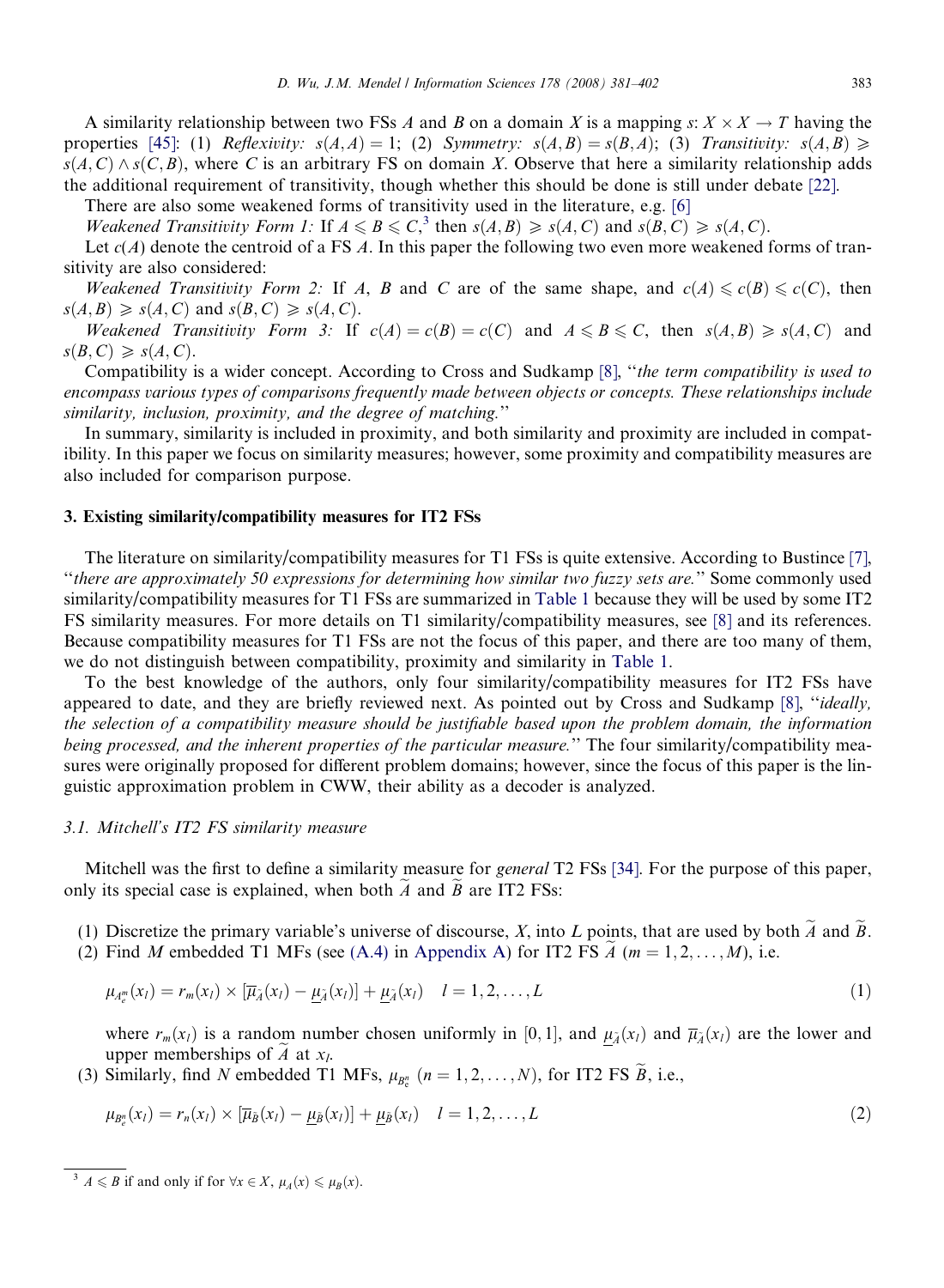A similarity relationship between two FSs $A$ and $B$ on a domain $X$ is a mapping $s: X \times X \to T$ having the properties [45]: (1) *Reflexivity:* $s(A,A) = 1$; (2) *Symmetry:* $s(A,B) = s(B,A)$; (3) *Transitivity:* $s(A,B) \geqslant s(A,C) \wedge s(C,B)$, where $C$ is an arbitrary FS on domain $X$. Observe that here a similarity relationship adds the additional requirement of transitivity, though whether this should be done is still under debate [22].

There are also some weakened forms of transitivity used in the literature, e.g. [6]

*Weakened Transitivity Form 1:* If $A \leqslant B \leqslant C$,[3] then $s(A,B) \geqslant s(A,C)$ and $s(B,C) \geqslant s(A,C)$.

Let $c(A)$ denote the centroid of a FS $A$. In this paper the following two even more weakened forms of transitivity are also considered:

*Weakened Transitivity Form 2:* If $A$, $B$ and $C$ are of the same shape, and $c(A) \leqslant c(B) \leqslant c(C)$, then $s(A,B) \geqslant s(A,C)$ and $s(B,C) \geqslant s(A,C)$.

*Weakened Transitivity Form 3:* If $c(A) = c(B) = c(C)$ and $A \leqslant B \leqslant C$, then $s(A,B) \geqslant s(A,C)$ and $s(B,C) \geqslant s(A,C)$.

Compatibility is a wider concept. According to Cross and Sudkamp [8], "*the term compatibility is used to encompass various types of comparisons frequently made between objects or concepts. These relationships include similarity, inclusion, proximity, and the degree of matching.*"

In summary, similarity is included in proximity, and both similarity and proximity are included in compatibility. In this paper we focus on similarity measures; however, some proximity and compatibility measures are also included for comparison purpose.

## 3. Existing similarity/compatibility measures for IT2 FSs

The literature on similarity/compatibility measures for T1 FSs is quite extensive. According to Bustince [7], "*there are approximately 50 expressions for determining how similar two fuzzy sets are.*" Some commonly used similarity/compatibility measures for T1 FSs are summarized in Table 1 because they will be used by some IT2 FS similarity measures. For more details on T1 similarity/compatibility measures, see [8] and its references. Because compatibility measures for T1 FSs are not the focus of this paper, and there are too many of them, we do not distinguish between compatibility, proximity and similarity in Table 1.

To the best knowledge of the authors, only four similarity/compatibility measures for IT2 FSs have appeared to date, and they are briefly reviewed next. As pointed out by Cross and Sudkamp [8], "*ideally, the selection of a compatibility measure should be justifiable based upon the problem domain, the information being processed, and the inherent properties of the particular measure.*" The four similarity/compatibility measures were originally proposed for different problem domains; however, since the focus of this paper is the linguistic approximation problem in CWW, their ability as a decoder is analyzed.

### 3.1. Mitchell's IT2 FS similarity measure

Mitchell was the first to define a similarity measure for *general* T2 FSs [34]. For the purpose of this paper, only its special case is explained, when both $\widetilde{A}$ and $\widetilde{B}$ are IT2 FSs:

(1) Discretize the primary variable's universe of discourse, $X$, into $L$ points, that are used by both $\widetilde{A}$ and $\widetilde{B}$.

(2) Find $M$ embedded T1 MFs (see (A.4) in Appendix A) for IT2 FS $\widetilde{A}$ ($m = 1, 2, \ldots, M$), i.e.

$$\mu_{A_e^m}(x_l) = r_m(x_l) \times [\overline{\mu}_{\widetilde{A}}(x_l) - \underline{\mu}_{\widetilde{A}}(x_l)] + \underline{\mu}_{\widetilde{A}}(x_l) \quad l = 1, 2, \ldots, L \tag{1}$$

where $r_m(x_l)$ is a random number chosen uniformly in $[0,1]$, and $\underline{\mu}_{\widetilde{A}}(x_l)$ and $\overline{\mu}_{\widetilde{A}}(x_l)$ are the lower and upper memberships of $\widetilde{A}$ at $x_l$.

(3) Similarly, find $N$ embedded T1 MFs, $\mu_{B_e^n}$ ($n = 1, 2, \ldots, N$), for IT2 FS $\widetilde{B}$, i.e.,

$$\mu_{B_e^n}(x_l) = r_n(x_l) \times [\overline{\mu}_{\widetilde{B}}(x_l) - \underline{\mu}_{\widetilde{B}}(x_l)] + \underline{\mu}_{\widetilde{B}}(x_l) \quad l = 1, 2, \ldots, L \tag{2}$$

[3] $A \leqslant B$ if and only if for $\forall x \in X$, $\mu_A(x) \leqslant \mu_B(x)$.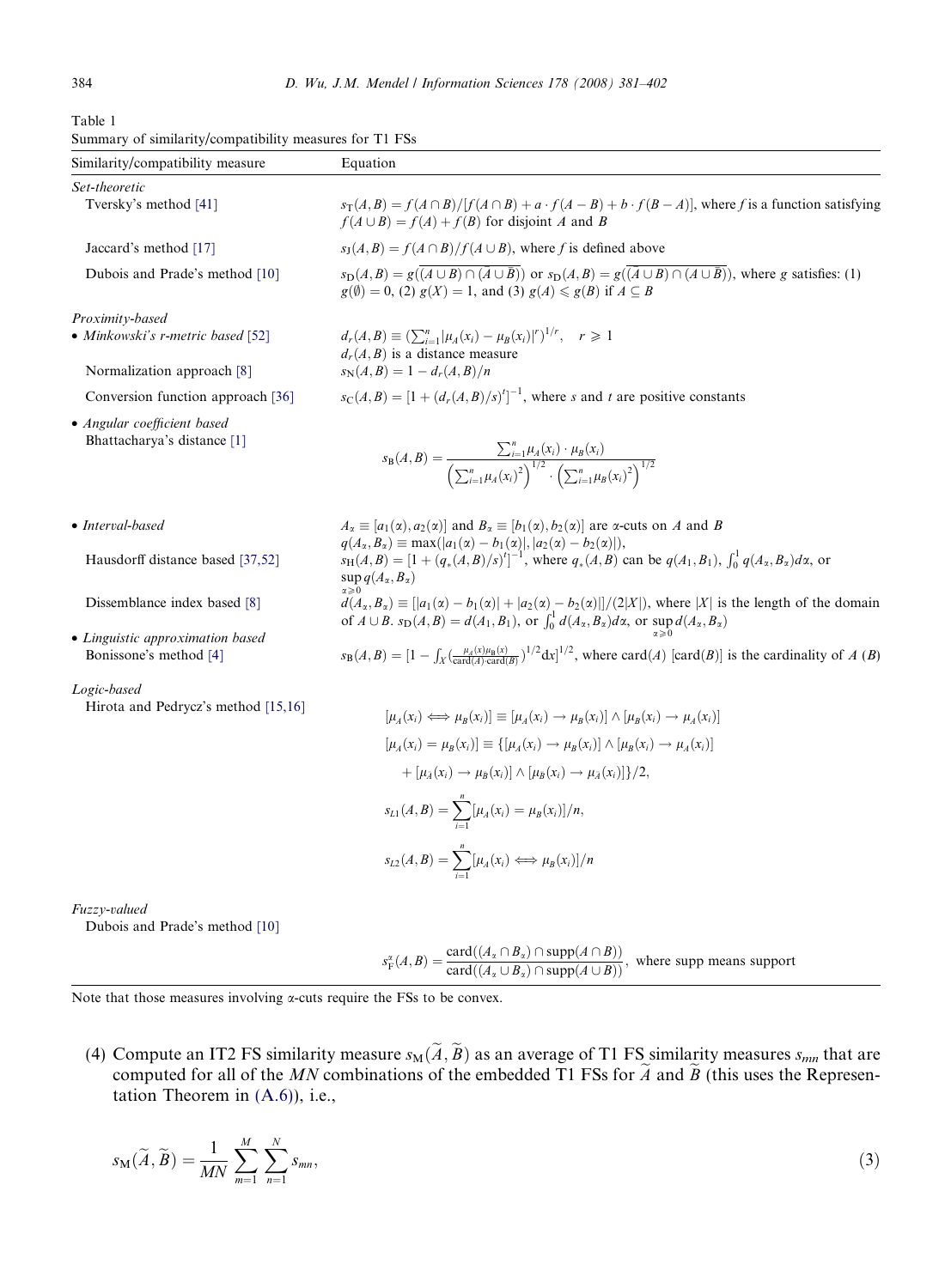Table 1
Summary of similarity/compatibility measures for T1 FSs

| Similarity/compatibility measure | Equation |
|---|---|
| *Set-theoretic* | |
| Tversky's method [41] | $s_T(A,B) = f(A \cap B)/[f(A \cap B) + a \cdot f(A - B) + b \cdot f(B - A)]$, where $f$ is a function satisfying $f(A \cup B) = f(A) + f(B)$ for disjoint $A$ and $B$ |
| Jaccard's method [17] | $s_J(A,B) = f(A \cap B)/f(A \cup B)$, where $f$ is defined above |
| Dubois and Prade's method [10] | $s_D(A,B) = g(\overline{(A \cup B) \cap (\overline{A \cup \bar{B}})})$ or $s_D(A,B) = g(\overline{(\bar{A} \cup B) \cap (A \cup \bar{B})})$, where $g$ satisfies: (1) $g(\emptyset) = 0$, (2) $g(X) = 1$, and (3) $g(A) \leqslant g(B)$ if $A \subseteq B$ |
| *Proximity-based* | |
| • *Minkowski's r-metric based* [52] | $d_r(A,B) \equiv (\sum_{i=1}^n \lvert\mu_A(x_i) - \mu_B(x_i)\rvert^r)^{1/r}, \quad r \geqslant 1$ <br> $d_r(A,B)$ is a distance measure |
| Normalization approach [8] | $s_N(A,B) = 1 - d_r(A,B)/n$ |
| Conversion function approach [36] | $s_C(A,B) = [1 + (d_r(A,B)/s)^t]^{-1}$, where $s$ and $t$ are positive constants |
| • *Angular coefficient based* <br> Bhattacharya's distance [1] | $s_B(A,B) = \dfrac{\sum_{i=1}^n \mu_A(x_i) \cdot \mu_B(x_i)}{\left(\sum_{i=1}^n \mu_A(x_i)^2\right)^{1/2} \cdot \left(\sum_{i=1}^n \mu_B(x_i)^2\right)^{1/2}}$ |
| • *Interval-based* | $A_\alpha \equiv [a_1(\alpha), a_2(\alpha)]$ and $B_\alpha \equiv [b_1(\alpha), b_2(\alpha)]$ are $\alpha$-cuts on $A$ and $B$ <br> $q(A_\alpha, B_\alpha) \equiv \max(\lvert a_1(\alpha) - b_1(\alpha)\rvert, \lvert a_2(\alpha) - b_2(\alpha)\rvert)$, |
| Hausdorff distance based [37,52] | $s_H(A,B) = [1 + (q_*(A,B)/s)^t]^{-1}$, where $q_*(A,B)$ can be $q(A_1, B_1)$, $\int_0^1 q(A_\alpha, B_\alpha) d\alpha$, or $\sup_{\alpha \geqslant 0} q(A_\alpha, B_\alpha)$ |
| Dissemblance index based [8] | $d(A_\alpha, B_\alpha) \equiv [\lvert a_1(\alpha) - b_1(\alpha)\rvert + \lvert a_2(\alpha) - b_2(\alpha)\rvert]/(2\lvert X\rvert)$, where $\lvert X\rvert$ is the length of the domain of $A \cup B$. $s_D(A,B) = d(A_1, B_1)$, or $\int_0^1 d(A_\alpha, B_\alpha) d\alpha$, or $\sup_{\alpha \geqslant 0} d(A_\alpha, B_\alpha)$ |
| • *Linguistic approximation based* <br> Bonissone's method [4] | $s_B(A,B) = [1 - \int_X (\frac{\mu_A(x)\mu_B(x)}{\text{card}(A) \cdot \text{card}(B)})^{1/2} dx]^{1/2}$, where card($A$) [card($B$)] is the cardinality of $A$ ($B$) |
| *Logic-based* <br> Hirota and Pedrycz's method [15,16] | $[\mu_A(x_i) \Longleftrightarrow \mu_B(x_i)] \equiv [\mu_A(x_i) \to \mu_B(x_i)] \wedge [\mu_B(x_i) \to \mu_A(x_i)]$ <br> $[\mu_A(x_i) = \mu_B(x_i)] \equiv \{[\mu_A(x_i) \to \mu_B(x_i)] \wedge [\mu_B(x_i) \to \mu_A(x_i)] + [\mu_A(x_i) \to \mu_B(x_i)] \wedge [\mu_B(x_i) \to \mu_A(x_i)]\}/2,$ <br> $s_{L1}(A,B) = \sum_{i=1}^n [\mu_A(x_i) = \mu_B(x_i)]/n,$ <br> $s_{L2}(A,B) = \sum_{i=1}^n [\mu_A(x_i) \Longleftrightarrow \mu_B(x_i)]/n$ |
| *Fuzzy-valued* <br> Dubois and Prade's method [10] | $s_F^\alpha(A,B) = \dfrac{\text{card}((A_\alpha \cap B_\alpha) \cap \text{supp}(A \cap B))}{\text{card}((A_\alpha \cup B_\alpha) \cap \text{supp}(A \cup B))}$, where supp means support |

Note that those measures involving $\alpha$-cuts require the FSs to be convex.

(4) Compute an IT2 FS similarity measure $s_M(\widetilde{A}, \widetilde{B})$ as an average of T1 FS similarity measures $s_{mn}$ that are computed for all of the $MN$ combinations of the embedded T1 FSs for $\widetilde{A}$ and $\widetilde{B}$ (this uses the Representation Theorem in (A.6)), i.e.,

$$s_M(\widetilde{A}, \widetilde{B}) = \frac{1}{MN} \sum_{m=1}^{M} \sum_{n=1}^{N} s_{mn}, \tag{3}$$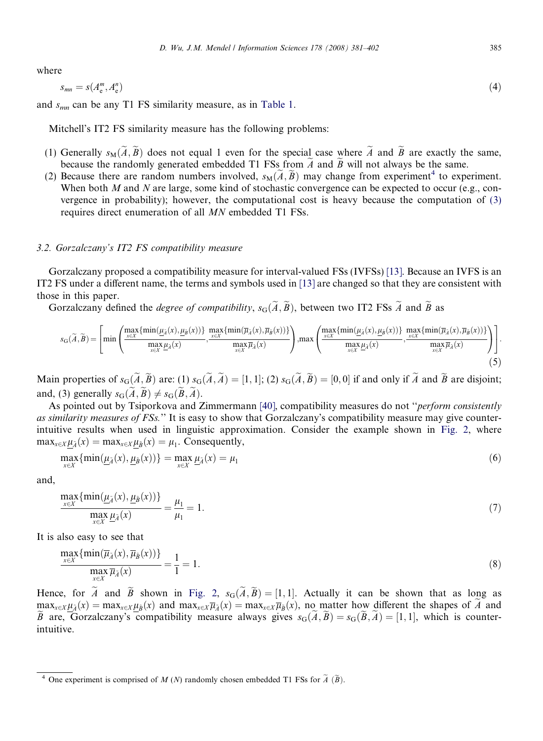where

$$s_{mn} = s(A_e^m, A_e^n) \tag{4}$$

and $s_{mn}$ can be any T1 FS similarity measure, as in Table 1.

Mitchell's IT2 FS similarity measure has the following problems:

(1) Generally $s_M(\widetilde{A}, \widetilde{B})$ does not equal 1 even for the special case where $\widetilde{A}$ and $\widetilde{B}$ are exactly the same, because the randomly generated embedded T1 FSs from $\widetilde{A}$ and $\widetilde{B}$ will not always be the same.
(2) Because there are random numbers involved, $s_M(\widetilde{A}, \widetilde{B})$ may change from experiment[4] to experiment. When both $M$ and $N$ are large, some kind of stochastic convergence can be expected to occur (e.g., convergence in probability); however, the computational cost is heavy because the computation of (3) requires direct enumeration of all $MN$ embedded T1 FSs.

### 3.2. Gorzalczany's IT2 FS compatibility measure

Gorzalczany proposed a compatibility measure for interval-valued FSs (IVFSs) [13]. Because an IVFS is an IT2 FS under a different name, the terms and symbols used in [13] are changed so that they are consistent with those in this paper.

Gorzalczany defined the *degree of compatibility*, $s_G(\widetilde{A}, \widetilde{B})$, between two IT2 FSs $\widetilde{A}$ and $\widetilde{B}$ as

$$s_G(\widetilde{A}, \widetilde{B}) = \left[\min\left(\frac{\max_{x\in X}\{\min(\underline{\mu}_{\widetilde{A}}(x), \underline{\mu}_{\widetilde{B}}(x))\}}{\max_{x\in X}\underline{\mu}_{\widetilde{A}}(x)}, \frac{\max_{x\in X}\{\min(\overline{\mu}_{\widetilde{A}}(x), \overline{\mu}_{\widetilde{B}}(x))\}}{\max_{x\in X}\overline{\mu}_{\widetilde{A}}(x)}\right), \max\left(\frac{\max_{x\in X}\{\min(\underline{\mu}_{\widetilde{A}}(x), \underline{\mu}_{\widetilde{B}}(x))\}}{\max_{x\in X}\underline{\mu}_{\widetilde{A}}(x)}, \frac{\max_{x\in X}\{\min(\overline{\mu}_{\widetilde{A}}(x), \overline{\mu}_{\widetilde{B}}(x))\}}{\max_{x\in X}\overline{\mu}_{\widetilde{A}}(x)}\right)\right]. \tag{5}$$

Main properties of $s_G(\widetilde{A}, \widetilde{B})$ are: (1) $s_G(\widetilde{A}, \widetilde{A}) = [1, 1]$; (2) $s_G(\widetilde{A}, \widetilde{B}) = [0, 0]$ if and only if $\widetilde{A}$ and $\widetilde{B}$ are disjoint; and, (3) generally $s_G(\widetilde{A}, \widetilde{B}) \neq s_G(\widetilde{B}, \widetilde{A})$.

As pointed out by Tsiporkova and Zimmermann [40], compatibility measures do not "*perform consistently as similarity measures of FSs.*" It is easy to show that Gorzalczany's compatibility measure may give counter-intuitive results when used in linguistic approximation. Consider the example shown in Fig. 2, where $\max_{x\in X}\underline{\mu}_{\widetilde{A}}(x) = \max_{x\in X}\underline{\mu}_{\widetilde{B}}(x) = \mu_1$. Consequently,

$$\max_{x\in X}\{\min(\underline{\mu}_{\widetilde{A}}(x), \underline{\mu}_{\widetilde{B}}(x))\} = \max_{x\in X}\underline{\mu}_{\widetilde{A}}(x) = \mu_1 \tag{6}$$

and,

$$\frac{\max_{x\in X}\{\min(\underline{\mu}_{\widetilde{A}}(x), \underline{\mu}_{\widetilde{B}}(x))\}}{\max_{x\in X}\underline{\mu}_{\widetilde{A}}(x)} = \frac{\mu_1}{\mu_1} = 1. \tag{7}$$

It is also easy to see that

$$\frac{\max_{x\in X}\{\min(\overline{\mu}_{\widetilde{A}}(x), \overline{\mu}_{\widetilde{B}}(x))\}}{\max_{x\in X}\overline{\mu}_{\widetilde{A}}(x)} = \frac{1}{1} = 1. \tag{8}$$

Hence, for $\widetilde{A}$ and $\widetilde{B}$ shown in Fig. 2, $s_G(\widetilde{A}, \widetilde{B}) = [1, 1]$. Actually it can be shown that as long as $\max_{x\in X}\underline{\mu}_{\widetilde{A}}(x) = \max_{x\in X}\underline{\mu}_{\widetilde{B}}(x)$ and $\max_{x\in X}\overline{\mu}_{\widetilde{A}}(x) = \max_{x\in X}\overline{\mu}_{\widetilde{B}}(x)$, no matter how different the shapes of $\widetilde{A}$ and $\widetilde{B}$ are, Gorzalczany's compatibility measure always gives $s_G(\widetilde{A}, \widetilde{B}) = s_G(\widetilde{B}, \widetilde{A}) = [1, 1]$, which is counter-intuitive.

[4] One experiment is comprised of $M$ ($N$) randomly chosen embedded T1 FSs for $\widetilde{A}$ ($\widetilde{B}$).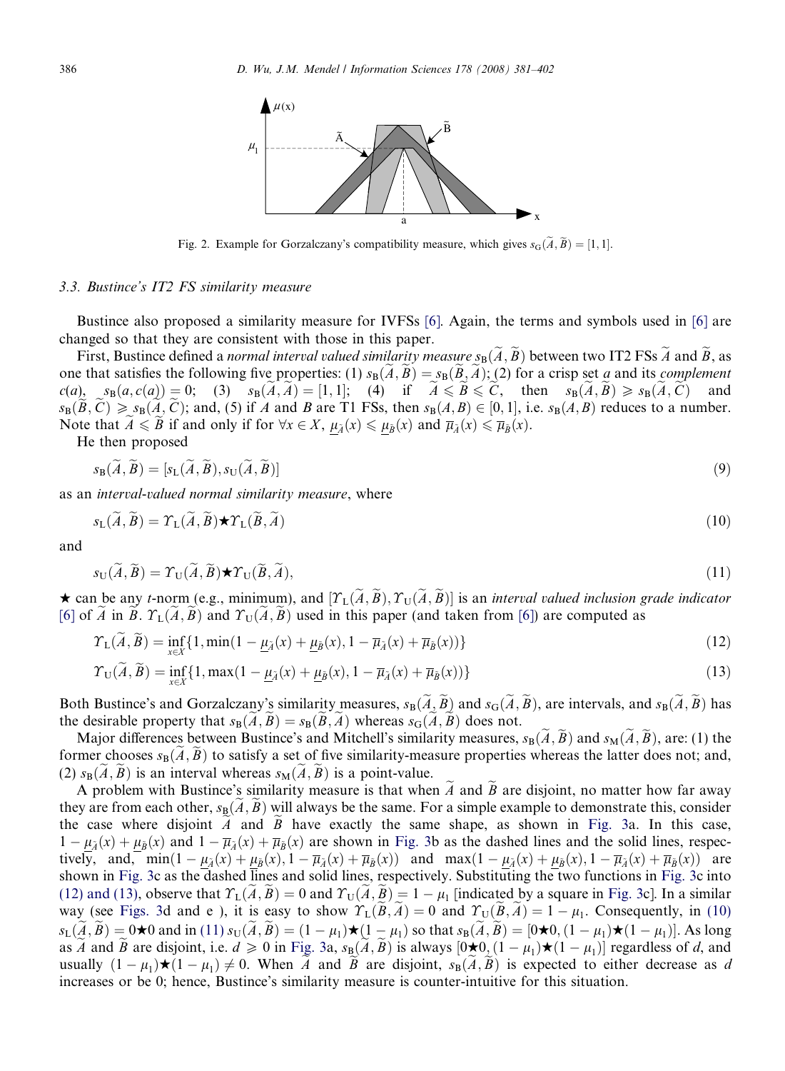Fig. 2. Example for Gorzalczany's compatibility measure, which gives $s_G(\widetilde{A},\widetilde{B}) = [1, 1]$.

### 3.3. Bustince's IT2 FS similarity measure

Bustince also proposed a similarity measure for IVFSs [6]. Again, the terms and symbols used in [6] are changed so that they are consistent with those in this paper.

First, Bustince defined a *normal interval valued similarity measure* $s_B(\widetilde{A},\widetilde{B})$ between two IT2 FSs $\widetilde{A}$ and $\widetilde{B}$, as one that satisfies the following five properties: (1) $s_B(\widetilde{A},\widetilde{B}) = s_B(\widetilde{B},\widetilde{A})$; (2) for a crisp set $a$ and its *complement* $c(a)$, $s_B(a, c(a)) = 0$; (3) $s_B(\widetilde{A},\widetilde{A}) = [1, 1]$; (4) if $\widetilde{A} \leqslant \widetilde{B} \leqslant \widetilde{C}$, then $s_B(\widetilde{A},\widetilde{B}) \geqslant s_B(\widetilde{A},\widetilde{C})$ and $s_B(\widetilde{B},\widetilde{C}) \geqslant s_B(\widetilde{A},\widetilde{C})$; and, (5) if $A$ and $B$ are T1 FSs, then $s_B(A, B) \in [0, 1]$, i.e. $s_B(A, B)$ reduces to a number. Note that $\widetilde{A} \leqslant \widetilde{B}$ if and only if for $\forall x \in X$, $\underline{\mu}_{\widetilde{A}}(x) \leqslant \underline{\mu}_{\widetilde{B}}(x)$ and $\overline{\mu}_{\widetilde{A}}(x) \leqslant \overline{\mu}_{\widetilde{B}}(x)$.

He then proposed

$$s_B(\widetilde{A},\widetilde{B}) = [s_L(\widetilde{A},\widetilde{B}), s_U(\widetilde{A},\widetilde{B})] \tag{9}$$

as an *interval-valued normal similarity measure*, where

$$s_L(\widetilde{A},\widetilde{B}) = \Upsilon_L(\widetilde{A},\widetilde{B}) \star \Upsilon_L(\widetilde{B},\widetilde{A}) \tag{10}$$

and

$$s_U(\widetilde{A},\widetilde{B}) = \Upsilon_U(\widetilde{A},\widetilde{B}) \star \Upsilon_U(\widetilde{B},\widetilde{A}), \tag{11}$$

$\star$ can be any *t*-norm (e.g., minimum), and $[\Upsilon_L(\widetilde{A},\widetilde{B}), \Upsilon_U(\widetilde{A},\widetilde{B})]$ is an *interval valued inclusion grade indicator* [6] of $\widetilde{A}$ in $\widetilde{B}$. $\Upsilon_L(\widetilde{A},\widetilde{B})$ and $\Upsilon_U(\widetilde{A},\widetilde{B})$ used in this paper (and taken from [6]) are computed as

$$\Upsilon_L(\widetilde{A},\widetilde{B}) = \inf_{x \in X}\{1, \min(1 - \underline{\mu}_{\widetilde{A}}(x) + \underline{\mu}_{\widetilde{B}}(x), 1 - \overline{\mu}_{\widetilde{A}}(x) + \overline{\mu}_{\widetilde{B}}(x))\} \tag{12}$$

$$\Upsilon_U(\widetilde{A},\widetilde{B}) = \inf_{x \in X}\{1, \max(1 - \underline{\mu}_{\widetilde{A}}(x) + \underline{\mu}_{\widetilde{B}}(x), 1 - \overline{\mu}_{\widetilde{A}}(x) + \overline{\mu}_{\widetilde{B}}(x))\} \tag{13}$$

Both Bustince's and Gorzalczany's similarity measures, $s_B(\widetilde{A},\widetilde{B})$ and $s_G(\widetilde{A},\widetilde{B})$, are intervals, and $s_B(\widetilde{A},\widetilde{B})$ has the desirable property that $s_B(\widetilde{A},\widetilde{B}) = s_B(\widetilde{B},\widetilde{A})$ whereas $s_G(\widetilde{A},\widetilde{B})$ does not.

Major differences between Bustince's and Mitchell's similarity measures, $s_B(\widetilde{A},\widetilde{B})$ and $s_M(\widetilde{A},\widetilde{B})$, are: (1) the former chooses $s_B(\widetilde{A},\widetilde{B})$ to satisfy a set of five similarity-measure properties whereas the latter does not; and, (2) $s_B(\widetilde{A},\widetilde{B})$ is an interval whereas $s_M(\widetilde{A},\widetilde{B})$ is a point-value.

A problem with Bustince's similarity measure is that when $\widetilde{A}$ and $\widetilde{B}$ are disjoint, no matter how far away they are from each other, $s_B(\widetilde{A},\widetilde{B})$ will always be the same. For a simple example to demonstrate this, consider the case where disjoint $\widetilde{A}$ and $\widetilde{B}$ have exactly the same shape, as shown in Fig. 3a. In this case, $1 - \underline{\mu}_{\widetilde{A}}(x) + \underline{\mu}_{\widetilde{B}}(x)$ and $1 - \overline{\mu}_{\widetilde{A}}(x) + \overline{\mu}_{\widetilde{B}}(x)$ are shown in Fig. 3b as the dashed lines and the solid lines, respectively, and, $\min(1 - \underline{\mu}_{\widetilde{A}}(x) + \underline{\mu}_{\widetilde{B}}(x), 1 - \overline{\mu}_{\widetilde{A}}(x) + \overline{\mu}_{\widetilde{B}}(x))$ and $\max(1 - \underline{\mu}_{\widetilde{A}}(x) + \underline{\mu}_{\widetilde{B}}(x), 1 - \overline{\mu}_{\widetilde{A}}(x) + \overline{\mu}_{\widetilde{B}}(x))$ are shown in Fig. 3c as the dashed lines and solid lines, respectively. Substituting the two functions in Fig. 3c into (12) and (13), observe that $\Upsilon_L(\widetilde{A},\widetilde{B}) = 0$ and $\Upsilon_U(\widetilde{A},\widetilde{B}) = 1 - \mu_1$ [indicated by a square in Fig. 3c]. In a similar way (see Figs. 3d and e ), it is easy to show $\Upsilon_L(\widetilde{B},\widetilde{A}) = 0$ and $\Upsilon_U(\widetilde{B},\widetilde{A}) = 1 - \mu_1$. Consequently, in (10) $s_L(\widetilde{A},\widetilde{B}) = 0 \star 0$ and in (11) $s_U(\widetilde{A},\widetilde{B}) = (1 - \mu_1) \star (1 - \mu_1)$ so that $s_B(\widetilde{A},\widetilde{B}) = [0 \star 0, (1 - \mu_1) \star (1 - \mu_1)]$. As long as $\widetilde{A}$ and $\widetilde{B}$ are disjoint, i.e. $d \geqslant 0$ in Fig. 3a, $s_B(\widetilde{A},\widetilde{B})$ is always $[0 \star 0, (1 - \mu_1) \star (1 - \mu_1)]$ regardless of $d$, and usually $(1 - \mu_1) \star (1 - \mu_1) \neq 0$. When $\widetilde{A}$ and $\widetilde{B}$ are disjoint, $s_B(\widetilde{A},\widetilde{B})$ is expected to either decrease as $d$ increases or be 0; hence, Bustince's similarity measure is counter-intuitive for this situation.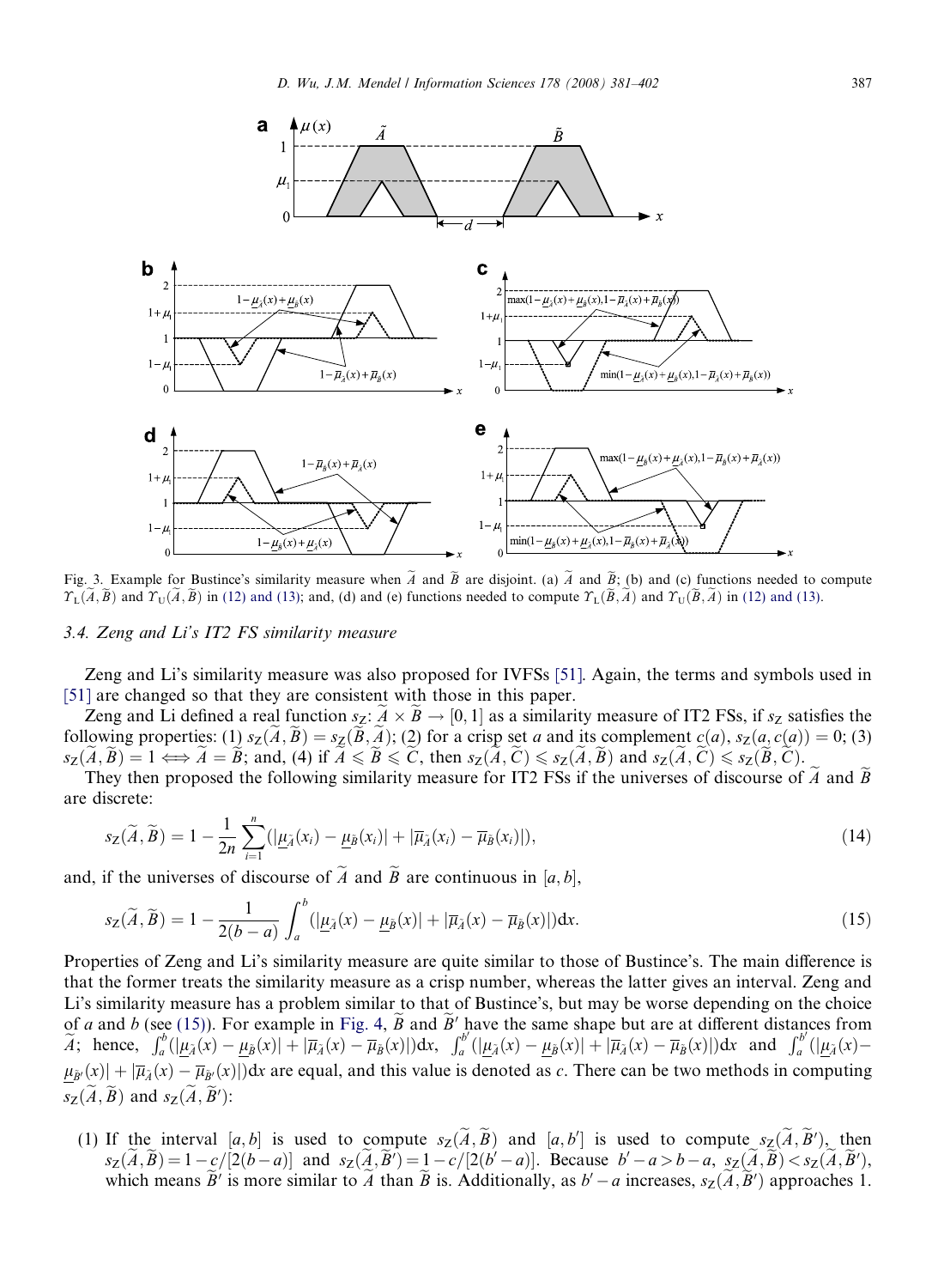Fig. 3. Example for Bustince's similarity measure when $\widetilde{A}$ and $\widetilde{B}$ are disjoint. (a) $\widetilde{A}$ and $\widetilde{B}$; (b) and (c) functions needed to compute $\Upsilon_L(\widetilde{A},\widetilde{B})$ and $\Upsilon_U(\widetilde{A},\widetilde{B})$ in (12) and (13); and, (d) and (e) functions needed to compute $\Upsilon_L(\widetilde{B},\widetilde{A})$ and $\Upsilon_U(\widetilde{B},\widetilde{A})$ in (12) and (13).

### 3.4. Zeng and Li's IT2 FS similarity measure

Zeng and Li's similarity measure was also proposed for IVFSs [51]. Again, the terms and symbols used in [51] are changed so that they are consistent with those in this paper.

Zeng and Li defined a real function $s_Z$: $\widetilde{A} \times \widetilde{B} \to [0,1]$ as a similarity measure of IT2 FSs, if $s_Z$ satisfies the following properties: (1) $s_Z(\widetilde{A},\widetilde{B}) = s_Z(\widetilde{B},\widetilde{A})$; (2) for a crisp set $a$ and its complement $c(a)$, $s_Z(a,c(a)) = 0$; (3) $s_Z(\widetilde{A},\widetilde{B}) = 1 \iff \widetilde{A} = \widetilde{B}$; and, (4) if $\widetilde{A} \leqslant \widetilde{B} \leqslant \widetilde{C}$, then $s_Z(\widetilde{A},\widetilde{C}) \leqslant s_Z(\widetilde{A},\widetilde{B})$ and $s_Z(\widetilde{A},\widetilde{C}) \leqslant s_Z(\widetilde{B},\widetilde{C})$.

They then proposed the following similarity measure for IT2 FSs if the universes of discourse of $\widetilde{A}$ and $\widetilde{B}$ are discrete:

$$s_Z(\widetilde{A},\widetilde{B}) = 1 - \frac{1}{2n}\sum_{i=1}^{n}(|\underline{\mu}_{\widetilde{A}}(x_i) - \underline{\mu}_{\widetilde{B}}(x_i)| + |\overline{\mu}_{\widetilde{A}}(x_i) - \overline{\mu}_{\widetilde{B}}(x_i)|), \tag{14}$$

and, if the universes of discourse of $\widetilde{A}$ and $\widetilde{B}$ are continuous in $[a,b]$,

$$s_Z(\widetilde{A},\widetilde{B}) = 1 - \frac{1}{2(b-a)}\int_a^b(|\underline{\mu}_{\widetilde{A}}(x) - \underline{\mu}_{\widetilde{B}}(x)| + |\overline{\mu}_{\widetilde{A}}(x) - \overline{\mu}_{\widetilde{B}}(x)|)\mathrm{d}x. \tag{15}$$

Properties of Zeng and Li's similarity measure are quite similar to those of Bustince's. The main difference is that the former treats the similarity measure as a crisp number, whereas the latter gives an interval. Zeng and Li's similarity measure has a problem similar to that of Bustince's, but may be worse depending on the choice of $a$ and $b$ (see (15)). For example in Fig. 4, $\widetilde{B}$ and $\widetilde{B}'$ have the same shape but are at different distances from $\widetilde{A}$; hence, $\int_a^b(|\underline{\mu}_{\widetilde{A}}(x) - \underline{\mu}_{\widetilde{B}}(x)| + |\overline{\mu}_{\widetilde{A}}(x) - \overline{\mu}_{\widetilde{B}}(x)|)\mathrm{d}x$, $\int_a^{b'}(|\underline{\mu}_{\widetilde{A}}(x) - \underline{\mu}_{\widetilde{B}}(x)| + |\overline{\mu}_{\widetilde{A}}(x) - \overline{\mu}_{\widetilde{B}}(x)|)\mathrm{d}x$ and $\int_a^{b'}(|\underline{\mu}_{\widetilde{A}}(x) - \underline{\mu}_{\widetilde{B}'}(x)| + |\overline{\mu}_{\widetilde{A}}(x) - \overline{\mu}_{\widetilde{B}'}(x)|)\mathrm{d}x$ are equal, and this value is denoted as $c$. There can be two methods in computing $s_Z(\widetilde{A},\widetilde{B})$ and $s_Z(\widetilde{A},\widetilde{B}')$:

(1) If the interval $[a,b]$ is used to compute $s_Z(\widetilde{A},\widetilde{B})$ and $[a,b']$ is used to compute $s_Z(\widetilde{A},\widetilde{B}')$, then $s_Z(\widetilde{A},\widetilde{B}) = 1 - c/[2(b-a)]$ and $s_Z(\widetilde{A},\widetilde{B}') = 1 - c/[2(b'-a)]$. Because $b'-a > b-a$, $s_Z(\widetilde{A},\widetilde{B}) < s_Z(\widetilde{A},\widetilde{B}')$, which means $\widetilde{B}'$ is more similar to $\widetilde{A}$ than $\widetilde{B}$ is. Additionally, as $b'-a$ increases, $s_Z(\widetilde{A},\widetilde{B}')$ approaches 1.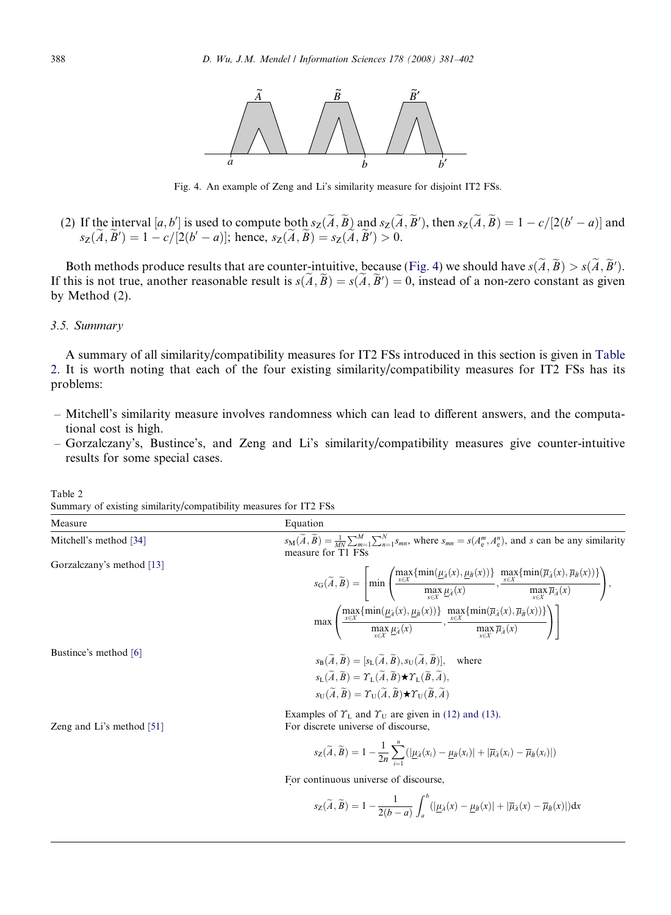Fig. 4. An example of Zeng and Li's similarity measure for disjoint IT2 FSs.

(2) If the interval $[a, b']$ is used to compute both $s_Z(\widetilde{A}, \widetilde{B})$ and $s_Z(\widetilde{A}, \widetilde{B}')$, then $s_Z(\widetilde{A}, \widetilde{B}) = 1 - c/[2(b' - a)]$ and $s_Z(\widetilde{A}, \widetilde{B}') = 1 - c/[2(b' - a)]$; hence, $s_Z(\widetilde{A}, \widetilde{B}) = s_Z(\widetilde{A}, \widetilde{B}') > 0$.

Both methods produce results that are counter-intuitive, because (Fig. 4) we should have $s(\widetilde{A}, \widetilde{B}) > s(\widetilde{A}, \widetilde{B}')$. If this is not true, another reasonable result is $s(\widetilde{A}, \widetilde{B}) = s(\widetilde{A}, \widetilde{B}') = 0$, instead of a non-zero constant as given by Method (2).

### 3.5. Summary

A summary of all similarity/compatibility measures for IT2 FSs introduced in this section is given in Table 2. It is worth noting that each of the four existing similarity/compatibility measures for IT2 FSs has its problems:

- Mitchell's similarity measure involves randomness which can lead to different answers, and the computational cost is high.
- Gorzalczany's, Bustince's, and Zeng and Li's similarity/compatibility measures give counter-intuitive results for some special cases.

Table 2
Summary of existing similarity/compatibility measures for IT2 FSs

| Measure | Equation |
|---|---|
| Mitchell's method [34] | $s_M(\widetilde{A}, \widetilde{B}) = \frac{1}{MN}\sum_{m=1}^{M}\sum_{n=1}^{N} s_{mn}$, where $s_{mn} = s(A_e^m, A_e^n)$, and $s$ can be any similarity measure for T1 FSs |
| Gorzalczany's method [13] | $s_G(\widetilde{A}, \widetilde{B}) = \left[\min\left(\frac{\max_{x\in X}\{\min(\underline{\mu}_{\widetilde{A}}(x), \underline{\mu}_{\widetilde{B}}(x))\}}{\max_{x\in X}\underline{\mu}_{\widetilde{A}}(x)}, \frac{\max_{x\in X}\{\min(\overline{\mu}_{\widetilde{A}}(x), \overline{\mu}_{\widetilde{B}}(x))\}}{\max_{x\in X}\overline{\mu}_{\widetilde{A}}(x)}\right), \max\left(\frac{\max_{x\in X}\{\min(\underline{\mu}_{\widetilde{A}}(x), \underline{\mu}_{\widetilde{B}}(x))\}}{\max_{x\in X}\underline{\mu}_{\widetilde{A}}(x)}, \frac{\max_{x\in X}\{\min(\overline{\mu}_{\widetilde{A}}(x), \overline{\mu}_{\widetilde{B}}(x))\}}{\max_{x\in X}\overline{\mu}_{\widetilde{A}}(x)}\right)\right]$ |
| Bustince's method [6] | $s_B(\widetilde{A}, \widetilde{B}) = [s_L(\widetilde{A}, \widetilde{B}), s_U(\widetilde{A}, \widetilde{B})]$, where $s_L(\widetilde{A}, \widetilde{B}) = \Upsilon_L(\widetilde{A}, \widetilde{B}) \bigstar \Upsilon_L(\widetilde{B}, \widetilde{A})$, $s_U(\widetilde{A}, \widetilde{B}) = \Upsilon_U(\widetilde{A}, \widetilde{B}) \bigstar \Upsilon_U(\widetilde{B}, \widetilde{A})$. Examples of $\Upsilon_L$ and $\Upsilon_U$ are given in (12) and (13). |
| Zeng and Li's method [51] | For discrete universe of discourse, $s_Z(\widetilde{A}, \widetilde{B}) = 1 - \frac{1}{2n}\sum_{i=1}^{n}(\lvert\underline{\mu}_{\widetilde{A}}(x_i) - \underline{\mu}_{\widetilde{B}}(x_i)\rvert + \lvert\overline{\mu}_{\widetilde{A}}(x_i) - \overline{\mu}_{\widetilde{B}}(x_i)\rvert)$. For continuous universe of discourse, $s_Z(\widetilde{A}, \widetilde{B}) = 1 - \frac{1}{2(b-a)}\int_a^b(\lvert\underline{\mu}_{\widetilde{A}}(x) - \underline{\mu}_{\widetilde{B}}(x)\rvert + \lvert\overline{\mu}_{\widetilde{A}}(x) - \overline{\mu}_{\widetilde{B}}(x)\rvert)\mathrm{d}x$ |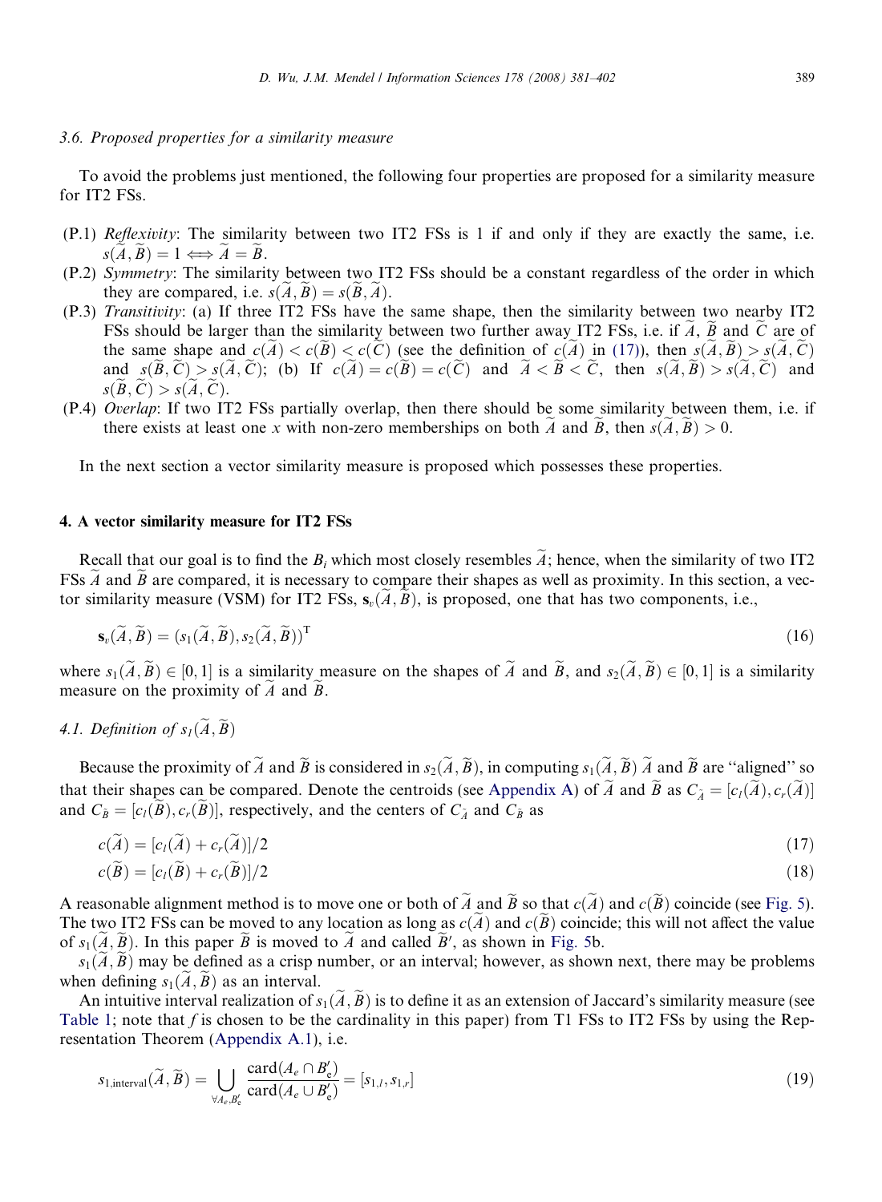### 3.6. Proposed properties for a similarity measure

To avoid the problems just mentioned, the following four properties are proposed for a similarity measure for IT2 FSs.

(P.1) *Reflexivity*: The similarity between two IT2 FSs is 1 if and only if they are exactly the same, i.e. $s(\widetilde{A},\widetilde{B}) = 1 \Longleftrightarrow \widetilde{A} = \widetilde{B}$.

(P.2) *Symmetry*: The similarity between two IT2 FSs should be a constant regardless of the order in which they are compared, i.e. $s(\widetilde{A},\widetilde{B}) = s(\widetilde{B},\widetilde{A})$.

(P.3) *Transitivity*: (a) If three IT2 FSs have the same shape, then the similarity between two nearby IT2 FSs should be larger than the similarity between two further away IT2 FSs, i.e. if $\widetilde{A}$, $\widetilde{B}$ and $\widetilde{C}$ are of the same shape and $c(\widetilde{A}) < c(\widetilde{B}) < c(\widetilde{C})$ (see the definition of $c(\widetilde{A})$ in (17)), then $s(\widetilde{A},\widetilde{B}) > s(\widetilde{A},\widetilde{C})$ and $s(\widetilde{B},\widetilde{C}) > s(\widetilde{A},\widetilde{C})$; (b) If $c(\widetilde{A}) = c(\widetilde{B}) = c(\widetilde{C})$ and $\widetilde{A} < \widetilde{B} < \widetilde{C}$, then $s(\widetilde{A},\widetilde{B}) > s(\widetilde{A},\widetilde{C})$ and $s(\widetilde{B},\widetilde{C}) > s(\widetilde{A},\widetilde{C})$.

(P.4) *Overlap*: If two IT2 FSs partially overlap, then there should be some similarity between them, i.e. if there exists at least one $x$ with non-zero memberships on both $\widetilde{A}$ and $\widetilde{B}$, then $s(\widetilde{A},\widetilde{B}) > 0$.

In the next section a vector similarity measure is proposed which possesses these properties.

## 4. A vector similarity measure for IT2 FSs

Recall that our goal is to find the $B_i$ which most closely resembles $\widetilde{A}$; hence, when the similarity of two IT2 FSs $\widetilde{A}$ and $\widetilde{B}$ are compared, it is necessary to compare their shapes as well as proximity. In this section, a vector similarity measure (VSM) for IT2 FSs, $\mathbf{s}_v(\widetilde{A},\widetilde{B})$, is proposed, one that has two components, i.e.,

$$\mathbf{s}_v(\widetilde{A},\widetilde{B}) = (s_1(\widetilde{A},\widetilde{B}), s_2(\widetilde{A},\widetilde{B}))^{\mathrm{T}} \tag{16}$$

where $s_1(\widetilde{A},\widetilde{B}) \in [0,1]$ is a similarity measure on the shapes of $\widetilde{A}$ and $\widetilde{B}$, and $s_2(\widetilde{A},\widetilde{B}) \in [0,1]$ is a similarity measure on the proximity of $\widetilde{A}$ and $\widetilde{B}$.

### 4.1. Definition of $s_1(\widetilde{A},\widetilde{B})$

Because the proximity of $\widetilde{A}$ and $\widetilde{B}$ is considered in $s_2(\widetilde{A},\widetilde{B})$, in computing $s_1(\widetilde{A},\widetilde{B})$ $\widetilde{A}$ and $\widetilde{B}$ are "aligned" so that their shapes can be compared. Denote the centroids (see Appendix A) of $\widetilde{A}$ and $\widetilde{B}$ as $C_{\widetilde{A}} = [c_l(\widetilde{A}), c_r(\widetilde{A})]$ and $C_{\widetilde{B}} = [c_l(\widetilde{B}), c_r(\widetilde{B})]$, respectively, and the centers of $C_{\widetilde{A}}$ and $C_{\widetilde{B}}$ as

$$c(\widetilde{A}) = [c_l(\widetilde{A}) + c_r(\widetilde{A})]/2 \tag{17}$$

$$c(\widetilde{B}) = [c_l(\widetilde{B}) + c_r(\widetilde{B})]/2 \tag{18}$$

A reasonable alignment method is to move one or both of $\widetilde{A}$ and $\widetilde{B}$ so that $c(\widetilde{A})$ and $c(\widetilde{B})$ coincide (see Fig. 5). The two IT2 FSs can be moved to any location as long as $c(\widetilde{A})$ and $c(\widetilde{B})$ coincide; this will not affect the value of $s_1(\widetilde{A},\widetilde{B})$. In this paper $\widetilde{B}$ is moved to $\widetilde{A}$ and called $\widetilde{B}'$, as shown in Fig. 5b.

$s_1(\widetilde{A},\widetilde{B})$ may be defined as a crisp number, or an interval; however, as shown next, there may be problems when defining $s_1(\widetilde{A},\widetilde{B})$ as an interval.

An intuitive interval realization of $s_1(\widetilde{A},\widetilde{B})$ is to define it as an extension of Jaccard's similarity measure (see Table 1; note that $f$ is chosen to be the cardinality in this paper) from T1 FSs to IT2 FSs by using the Representation Theorem (Appendix A.1), i.e.

$$s_{1,\mathrm{interval}}(\widetilde{A},\widetilde{B}) = \bigcup_{\forall A_e, B'_e} \frac{\mathrm{card}(A_e \cap B'_e)}{\mathrm{card}(A_e \cup B'_e)} = [s_{1,l}, s_{1,r}] \tag{19}$$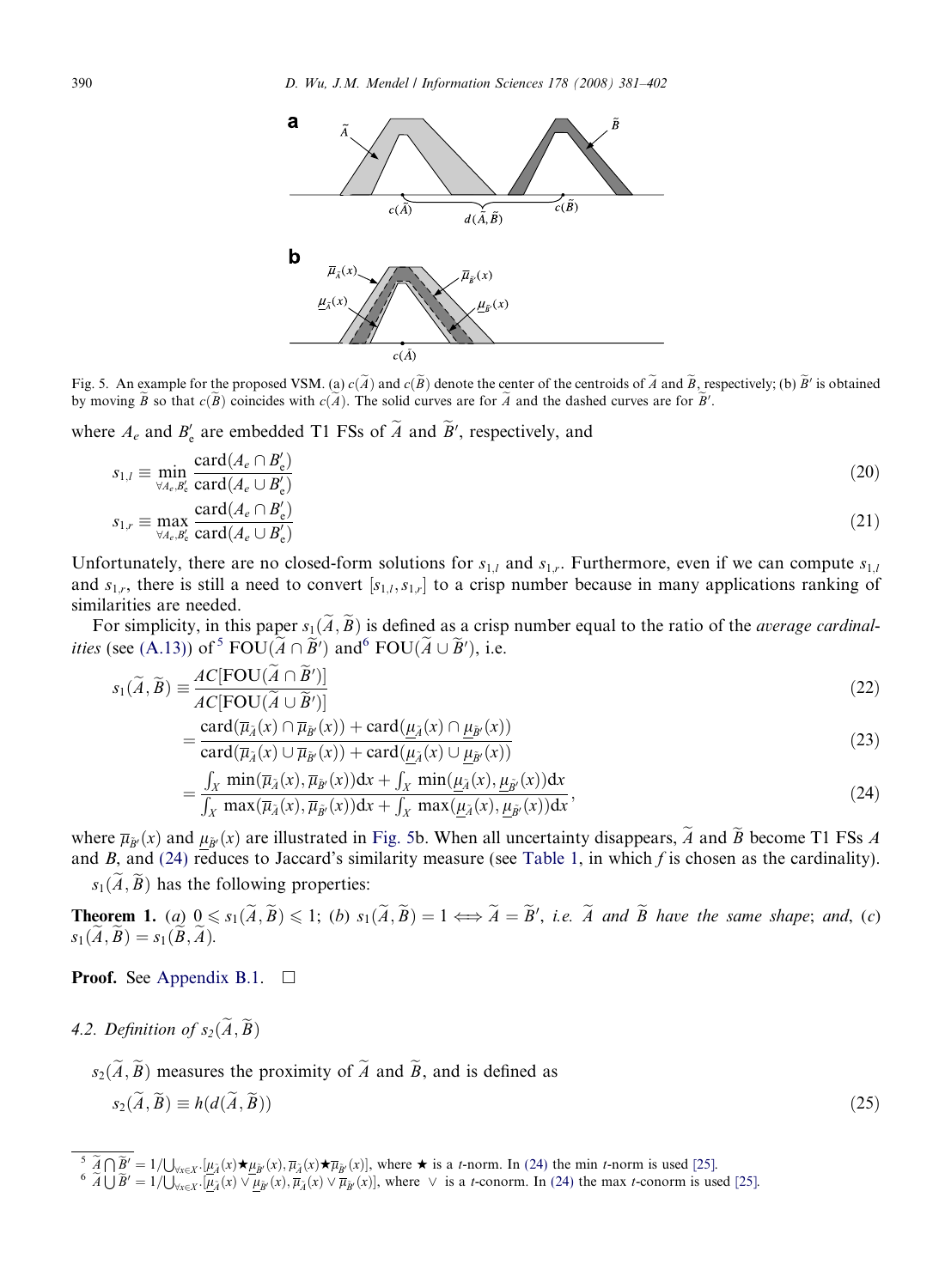Fig. 5. An example for the proposed VSM. (a) $c(\widetilde{A})$ and $c(\widetilde{B})$ denote the center of the centroids of $\widetilde{A}$ and $\widetilde{B}$, respectively; (b) $\widetilde{B}'$ is obtained by moving $\widetilde{B}$ so that $c(\widetilde{B})$ coincides with $c(\widetilde{A})$. The solid curves are for $\widetilde{A}$ and the dashed curves are for $\widetilde{B}'$.

where $A_e$ and $B'_e$ are embedded T1 FSs of $\widetilde{A}$ and $\widetilde{B}'$, respectively, and

$$s_{1,l} \equiv \min_{\forall A_e, B'_e} \frac{\text{card}(A_e \cap B'_e)}{\text{card}(A_e \cup B'_e)} \tag{20}$$

$$s_{1,r} \equiv \max_{\forall A_e, B'_e} \frac{\text{card}(A_e \cap B'_e)}{\text{card}(A_e \cup B'_e)} \tag{21}$$

Unfortunately, there are no closed-form solutions for $s_{1,l}$ and $s_{1,r}$. Furthermore, even if we can compute $s_{1,l}$ and $s_{1,r}$, there is still a need to convert $[s_{1,l}, s_{1,r}]$ to a crisp number because in many applications ranking of similarities are needed.

For simplicity, in this paper $s_1(\widetilde{A}, \widetilde{B})$ is defined as a crisp number equal to the ratio of the *average cardinalities* (see (A.13)) of[5] $\text{FOU}(\widetilde{A} \cap \widetilde{B}')$ and[6] $\text{FOU}(\widetilde{A} \cup \widetilde{B}')$, i.e.

$$s_1(\widetilde{A}, \widetilde{B}) \equiv \frac{AC[\text{FOU}(\widetilde{A} \cap \widetilde{B}')]}{AC[\text{FOU}(\widetilde{A} \cup \widetilde{B}')]} \tag{22}$$

$$= \frac{\text{card}(\overline{\mu}_{\widetilde{A}}(x) \cap \overline{\mu}_{\widetilde{B}'}(x)) + \text{card}(\underline{\mu}_{\widetilde{A}}(x) \cap \underline{\mu}_{\widetilde{B}'}(x))}{\text{card}(\overline{\mu}_{\widetilde{A}}(x) \cup \overline{\mu}_{\widetilde{B}'}(x)) + \text{card}(\underline{\mu}_{\widetilde{A}}(x) \cup \underline{\mu}_{\widetilde{B}'}(x))} \tag{23}$$

$$= \frac{\int_X \min(\overline{\mu}_{\widetilde{A}}(x), \overline{\mu}_{\widetilde{B}'}(x))\text{d}x + \int_X \min(\underline{\mu}_{\widetilde{A}}(x), \underline{\mu}_{\widetilde{B}'}(x))\text{d}x}{\int_X \max(\overline{\mu}_{\widetilde{A}}(x), \overline{\mu}_{\widetilde{B}'}(x))\text{d}x + \int_X \max(\underline{\mu}_{\widetilde{A}}(x), \underline{\mu}_{\widetilde{B}'}(x))\text{d}x}, \tag{24}$$

where $\overline{\mu}_{\widetilde{B}'}(x)$ and $\underline{\mu}_{\widetilde{B}'}(x)$ are illustrated in Fig. 5b. When all uncertainty disappears, $\widetilde{A}$ and $\widetilde{B}$ become T1 FSs $A$ and $B$, and (24) reduces to Jaccard's similarity measure (see Table 1, in which $f$ is chosen as the cardinality).

$s_1(\widetilde{A}, \widetilde{B})$ has the following properties:

**Theorem 1.** *(a)* $0 \leqslant s_1(\widetilde{A}, \widetilde{B}) \leqslant 1$; *(b)* $s_1(\widetilde{A}, \widetilde{B}) = 1 \iff \widetilde{A} = \widetilde{B}'$, *i.e.* $\widetilde{A}$ *and* $\widetilde{B}$ *have the same shape*; *and*, *(c)* $s_1(\widetilde{A}, \widetilde{B}) = s_1(\widetilde{B}, \widetilde{A})$.

**Proof.** See Appendix B.1. $\square$

### 4.2. Definition of $s_2(\widetilde{A}, \widetilde{B})$

$s_2(\widetilde{A}, \widetilde{B})$ measures the proximity of $\widetilde{A}$ and $\widetilde{B}$, and is defined as

$$s_2(\widetilde{A}, \widetilde{B}) \equiv h(d(\widetilde{A}, \widetilde{B})) \tag{25}$$

[5] $\widetilde{A} \bigcap \widetilde{B}' = 1/\bigcup_{\forall x \in X} [\underline{\mu}_{\widetilde{A}}(x) \star \underline{\mu}_{\widetilde{B}'}(x), \overline{\mu}_{\widetilde{A}}(x) \star \overline{\mu}_{\widetilde{B}'}(x)]$, where $\star$ is a *t*-norm. In (24) the min *t*-norm is used [25].

[6] $\widetilde{A} \bigcup \widetilde{B}' = 1/\bigcup_{\forall x \in X} [\underline{\mu}_{\widetilde{A}}(x) \vee \underline{\mu}_{\widetilde{B}'}(x), \overline{\mu}_{\widetilde{A}}(x) \vee \overline{\mu}_{\widetilde{B}'}(x)]$, where $\vee$ is a *t*-conorm. In (24) the max *t*-conorm is used [25].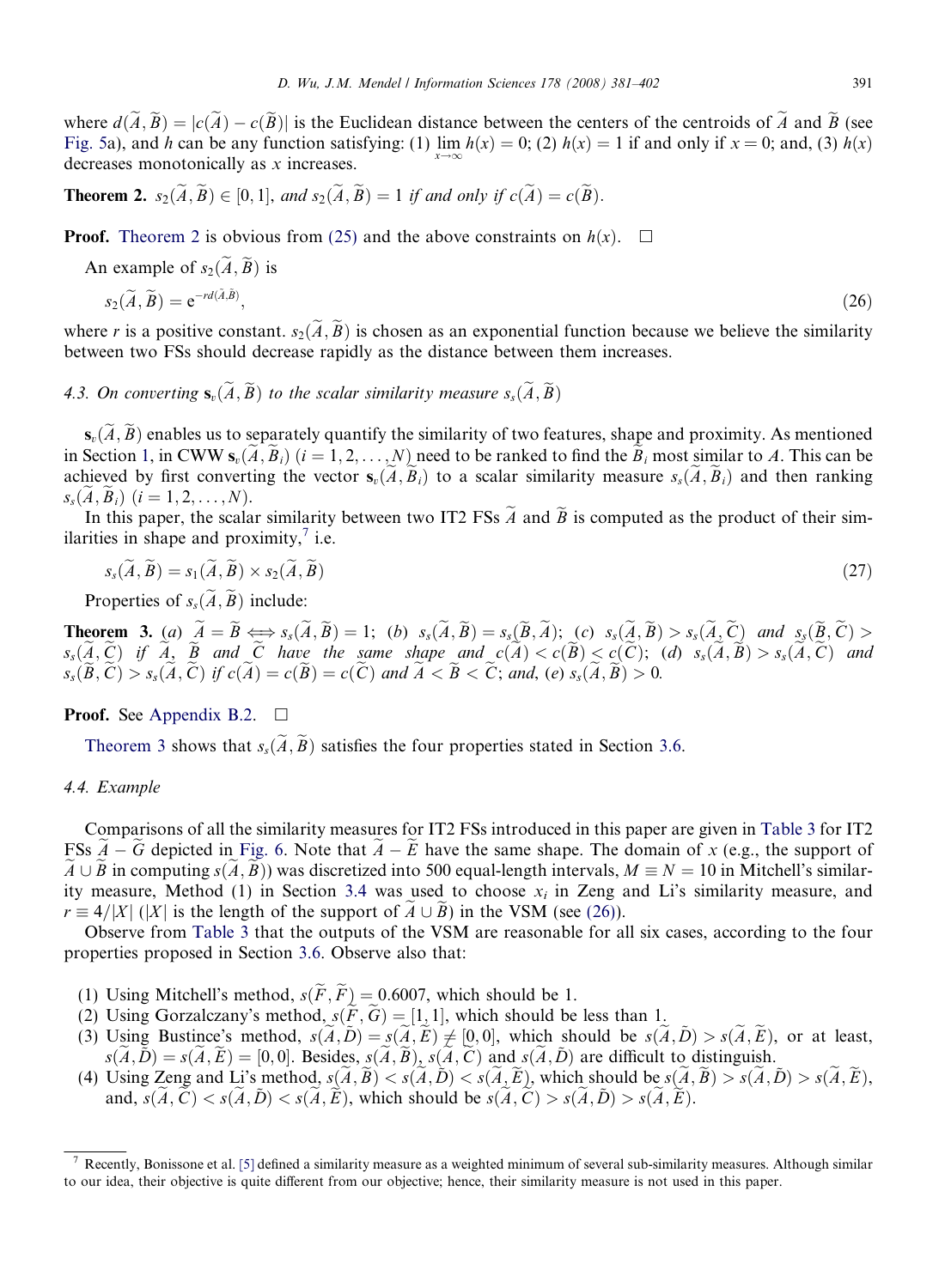where $d(\widetilde{A}, \widetilde{B}) = |c(\widetilde{A}) - c(\widetilde{B})|$ is the Euclidean distance between the centers of the centroids of $\widetilde{A}$ and $\widetilde{B}$ (see Fig. 5a), and $h$ can be any function satisfying: (1) $\lim_{x\to\infty} h(x) = 0$; (2) $h(x) = 1$ if and only if $x = 0$; and, (3) $h(x)$ decreases monotonically as $x$ increases.

**Theorem 2.** *$s_2(\widetilde{A}, \widetilde{B}) \in [0, 1]$, and $s_2(\widetilde{A}, \widetilde{B}) = 1$ if and only if $c(\widetilde{A}) = c(\widetilde{B})$.*

**Proof.** Theorem 2 is obvious from (25) and the above constraints on $h(x)$. □

An example of $s_2(\widetilde{A}, \widetilde{B})$ is

$$s_2(\widetilde{A}, \widetilde{B}) = e^{-rd(\widetilde{A}, \widetilde{B})}, \tag{26}$$

where $r$ is a positive constant. $s_2(\widetilde{A}, \widetilde{B})$ is chosen as an exponential function because we believe the similarity between two FSs should decrease rapidly as the distance between them increases.

### 4.3. On converting $\mathbf{s}_v(\widetilde{A}, \widetilde{B})$ to the scalar similarity measure $s_s(\widetilde{A}, \widetilde{B})$

$\mathbf{s}_v(\widetilde{A}, \widetilde{B})$ enables us to separately quantify the similarity of two features, shape and proximity. As mentioned in Section 1, in CWW $\mathbf{s}_v(\widetilde{A}, \widetilde{B}_i)$ $(i = 1, 2, \ldots, N)$ need to be ranked to find the $\widetilde{B}_i$ most similar to $A$. This can be achieved by first converting the vector $\mathbf{s}_v(\widetilde{A}, \widetilde{B}_i)$ to a scalar similarity measure $s_s(\widetilde{A}, \widetilde{B}_i)$ and then ranking $s_s(\widetilde{A}, \widetilde{B}_i)$ $(i = 1, 2, \ldots, N)$.

In this paper, the scalar similarity between two IT2 FSs $\widetilde{A}$ and $\widetilde{B}$ is computed as the product of their similarities in shape and proximity,[7] i.e.

$$s_s(\widetilde{A}, \widetilde{B}) = s_1(\widetilde{A}, \widetilde{B}) \times s_2(\widetilde{A}, \widetilde{B}) \tag{27}$$

Properties of $s_s(\widetilde{A}, \widetilde{B})$ include:

**Theorem 3.** *(a) $\widetilde{A} = \widetilde{B} \Longleftrightarrow s_s(\widetilde{A}, \widetilde{B}) = 1$; (b) $s_s(\widetilde{A}, \widetilde{B}) = s_s(\widetilde{B}, \widetilde{A})$; (c) $s_s(\widetilde{A}, \widetilde{B}) > s_s(\widetilde{A}, \widetilde{C})$ and $s_s(\widetilde{B}, \widetilde{C}) > s_s(\widetilde{A}, \widetilde{C})$ if $\widetilde{A}$, $\widetilde{B}$ and $\widetilde{C}$ have the same shape and $c(\widetilde{A}) < c(\widetilde{B}) < c(\widetilde{C})$; (d) $s_s(\widetilde{A}, \widetilde{B}) > s_s(\widetilde{A}, \widetilde{C})$ and $s_s(\widetilde{B}, \widetilde{C}) > s_s(\widetilde{A}, \widetilde{C})$ if $c(\widetilde{A}) = c(\widetilde{B}) = c(\widetilde{C})$ and $\widetilde{A} < \widetilde{B} < \widetilde{C}$; and, (e) $s_s(\widetilde{A}, \widetilde{B}) > 0$.*

**Proof.** See Appendix B.2. □

Theorem 3 shows that $s_s(\widetilde{A}, \widetilde{B})$ satisfies the four properties stated in Section 3.6.

### 4.4. Example

Comparisons of all the similarity measures for IT2 FSs introduced in this paper are given in Table 3 for IT2 FSs $\widetilde{A} - \widetilde{G}$ depicted in Fig. 6. Note that $\widetilde{A} - \widetilde{E}$ have the same shape. The domain of $x$ (e.g., the support of $\widetilde{A} \cup \widetilde{B}$ in computing $s(\widetilde{A}, \widetilde{B})$) was discretized into 500 equal-length intervals, $M \equiv N = 10$ in Mitchell's similarity measure, Method (1) in Section 3.4 was used to choose $x_i$ in Zeng and Li's similarity measure, and $r \equiv 4/|X|$ ($|X|$ is the length of the support of $\widetilde{A} \cup \widetilde{B}$) in the VSM (see (26)).

Observe from Table 3 that the outputs of the VSM are reasonable for all six cases, according to the four properties proposed in Section 3.6. Observe also that:

1. Using Mitchell's method, $s(\widetilde{F}, \widetilde{F}) = 0.6007$, which should be 1.
2. Using Gorzalczany's method, $s(\widetilde{F}, \widetilde{G}) = [1, 1]$, which should be less than 1.
3. Using Bustince's method, $s(\widetilde{A}, \widetilde{D}) = s(\widetilde{A}, \widetilde{E}) \neq [0, 0]$, which should be $s(\widetilde{A}, \widetilde{D}) > s(\widetilde{A}, \widetilde{E})$, or at least, $s(\widetilde{A}, \widetilde{D}) = s(\widetilde{A}, \widetilde{E}) = [0, 0]$. Besides, $s(\widetilde{A}, \widetilde{B})$, $s(\widetilde{A}, \widetilde{C})$ and $s(\widetilde{A}, \widetilde{D})$ are difficult to distinguish.
4. Using Zeng and Li's method, $s(\widetilde{A}, \widetilde{B}) < s(\widetilde{A}, \widetilde{D}) < s(\widetilde{A}, \widetilde{E})$, which should be $s(\widetilde{A}, \widetilde{B}) > s(\widetilde{A}, \widetilde{D}) > s(\widetilde{A}, \widetilde{E})$, and, $s(\widetilde{A}, \widetilde{C}) < s(\widetilde{A}, \widetilde{D}) < s(\widetilde{A}, \widetilde{E})$, which should be $s(\widetilde{A}, \widetilde{C}) > s(\widetilde{A}, \widetilde{D}) > s(\widetilde{A}, \widetilde{E})$.

---

[7] Recently, Bonissone et al. [5] defined a similarity measure as a weighted minimum of several sub-similarity measures. Although similar to our idea, their objective is quite different from our objective; hence, their similarity measure is not used in this paper.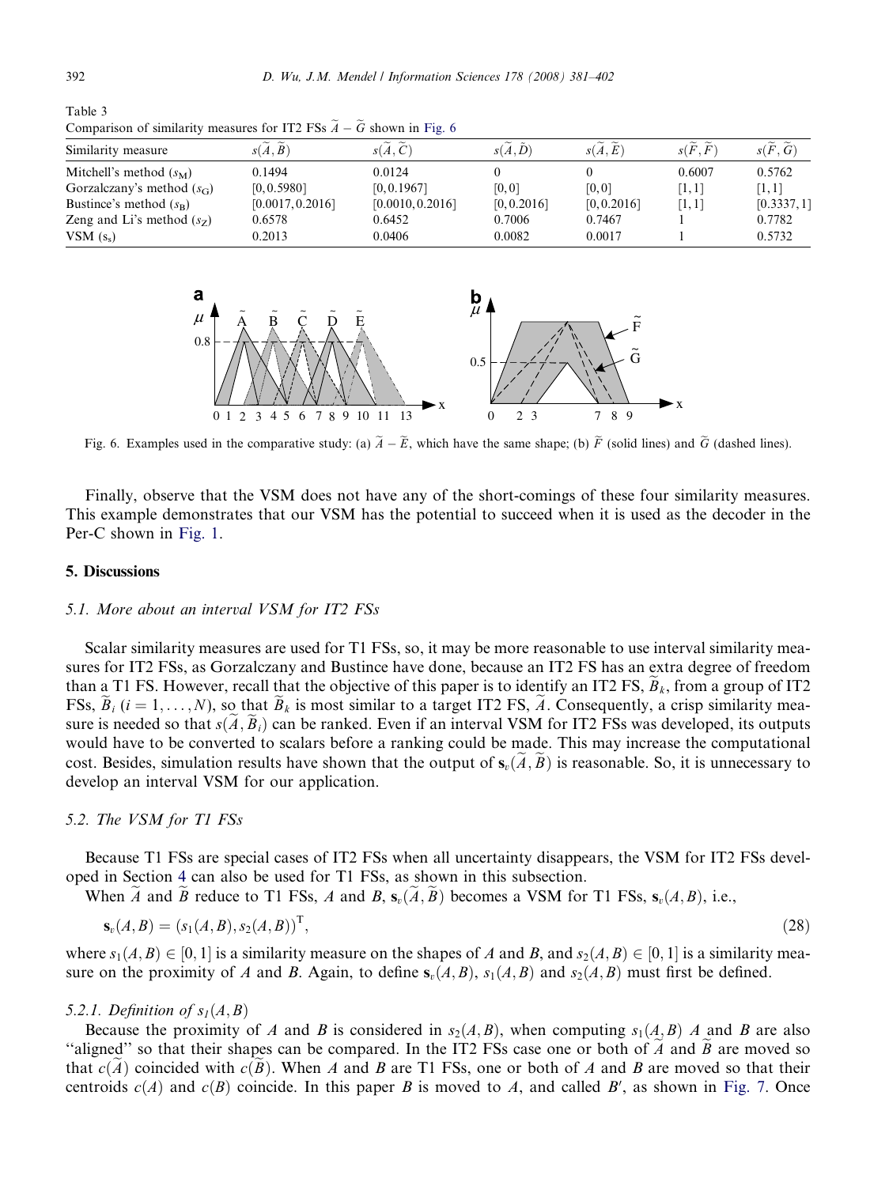Table 3
Comparison of similarity measures for IT2 FSs $\widetilde{A}-\widetilde{G}$ shown in Fig. 6

| Similarity measure | $s(\widetilde{A},\widetilde{B})$ | $s(\widetilde{A},\widetilde{C})$ | $s(\widetilde{A},\widetilde{D})$ | $s(\widetilde{A},\widetilde{E})$ | $s(\widetilde{F},\widetilde{F})$ | $s(\widetilde{F},\widetilde{G})$ |
|---|---|---|---|---|---|---|
| Mitchell's method ($s_M$) | 0.1494 | 0.0124 | 0 | 0 | 0.6007 | 0.5762 |
| Gorzalczany's method ($s_G$) | [0, 0.5980] | [0, 0.1967] | [0, 0] | [0, 0] | [1, 1] | [1, 1] |
| Bustince's method ($s_B$) | [0.0017, 0.2016] | [0.0010, 0.2016] | [0, 0.2016] | [0, 0.2016] | [1, 1] | [0.3337, 1] |
| Zeng and Li's method ($s_Z$) | 0.6578 | 0.6452 | 0.7006 | 0.7467 | 1 | 0.7782 |
| VSM ($s_s$) | 0.2013 | 0.0406 | 0.0082 | 0.0017 | 1 | 0.5732 |

Fig. 6. Examples used in the comparative study: (a) $\widetilde{A}-\widetilde{E}$, which have the same shape; (b) $\widetilde{F}$ (solid lines) and $\widetilde{G}$ (dashed lines).

Finally, observe that the VSM does not have any of the short-comings of these four similarity measures. This example demonstrates that our VSM has the potential to succeed when it is used as the decoder in the Per-C shown in Fig. 1.

## 5. Discussions

### 5.1. More about an interval VSM for IT2 FSs

Scalar similarity measures are used for T1 FSs, so, it may be more reasonable to use interval similarity measures for IT2 FSs, as Gorzalczany and Bustince have done, because an IT2 FS has an extra degree of freedom than a T1 FS. However, recall that the objective of this paper is to identify an IT2 FS, $\widetilde{B}_k$, from a group of IT2 FSs, $\widetilde{B}_i$ $(i = 1,\ldots,N)$, so that $\widetilde{B}_k$ is most similar to a target IT2 FS, $\widetilde{A}$. Consequently, a crisp similarity measure is needed so that $s(\widetilde{A},\widetilde{B}_i)$ can be ranked. Even if an interval VSM for IT2 FSs was developed, its outputs would have to be converted to scalars before a ranking could be made. This may increase the computational cost. Besides, simulation results have shown that the output of $\mathbf{s}_v(\widetilde{A},\widetilde{B})$ is reasonable. So, it is unnecessary to develop an interval VSM for our application.

### 5.2. The VSM for T1 FSs

Because T1 FSs are special cases of IT2 FSs when all uncertainty disappears, the VSM for IT2 FSs developed in Section 4 can also be used for T1 FSs, as shown in this subsection.

When $\widetilde{A}$ and $\widetilde{B}$ reduce to T1 FSs, $A$ and $B$, $\mathbf{s}_v(\widetilde{A},\widetilde{B})$ becomes a VSM for T1 FSs, $\mathbf{s}_v(A,B)$, i.e.,

$$\mathbf{s}_v(A,B) = (s_1(A,B), s_2(A,B))^{\mathrm{T}}, \tag{28}$$

where $s_1(A,B) \in [0,1]$ is a similarity measure on the shapes of $A$ and $B$, and $s_2(A,B) \in [0,1]$ is a similarity measure on the proximity of $A$ and $B$. Again, to define $\mathbf{s}_v(A,B)$, $s_1(A,B)$ and $s_2(A,B)$ must first be defined.

#### 5.2.1. Definition of $s_1(A,B)$

Because the proximity of $A$ and $B$ is considered in $s_2(A,B)$, when computing $s_1(A,B)$ $A$ and $B$ are also "aligned" so that their shapes can be compared. In the IT2 FSs case one or both of $\widetilde{A}$ and $\widetilde{B}$ are moved so that $c(\widetilde{A})$ coincided with $c(\widetilde{B})$. When $A$ and $B$ are T1 FSs, one or both of $A$ and $B$ are moved so that their centroids $c(A)$ and $c(B)$ coincide. In this paper $B$ is moved to $A$, and called $B'$, as shown in Fig. 7. Once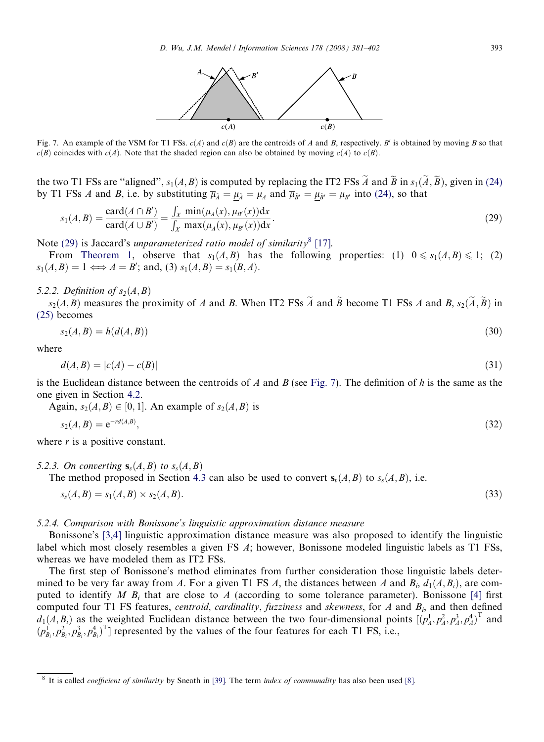Fig. 7. An example of the VSM for T1 FSs. $c(A)$ and $c(B)$ are the centroids of $A$ and $B$, respectively. $B'$ is obtained by moving $B$ so that $c(B)$ coincides with $c(A)$. Note that the shaded region can also be obtained by moving $c(A)$ to $c(B)$.

the two T1 FSs are "aligned", $s_1(A,B)$ is computed by replacing the IT2 FSs $\widetilde{A}$ and $\widetilde{B}$ in $s_1(\widetilde{A},\widetilde{B})$, given in (24) by T1 FSs $A$ and $B$, i.e. by substituting $\overline{\mu}_{\widetilde{A}} = \underline{\mu}_{\widetilde{A}} = \mu_A$ and $\overline{\mu}_{\widetilde{B}'} = \underline{\mu}_{\widetilde{B}'} = \mu_{B'}$ into (24), so that

$$s_1(A,B) = \frac{\mathrm{card}(A \cap B')}{\mathrm{card}(A \cup B')} = \frac{\int_X \min(\mu_A(x), \mu_{B'}(x))\mathrm{d}x}{\int_X \max(\mu_A(x), \mu_{B'}(x))\mathrm{d}x}. \tag{29}$$

Note (29) is Jaccard's *unparameterized ratio model of similarity*[8] [17].

From Theorem 1, observe that $s_1(A,B)$ has the following properties: (1) $0 \leqslant s_1(A,B) \leqslant 1$; (2) $s_1(A,B) = 1 \iff A = B'$; and, (3) $s_1(A,B) = s_1(B,A)$.

### 5.2.2. Definition of $s_2(A,B)$

$s_2(A,B)$ measures the proximity of $A$ and $B$. When IT2 FSs $\widetilde{A}$ and $\widetilde{B}$ become T1 FSs $A$ and $B$, $s_2(\widetilde{A},\widetilde{B})$ in (25) becomes

$$s_2(A,B) = h(d(A,B)) \tag{30}$$

where

$$d(A,B) = |c(A) - c(B)| \tag{31}$$

is the Euclidean distance between the centroids of $A$ and $B$ (see Fig. 7). The definition of $h$ is the same as the one given in Section 4.2.

Again, $s_2(A,B) \in [0,1]$. An example of $s_2(A,B)$ is

$$s_2(A,B) = \mathrm{e}^{-rd(A,B)}, \tag{32}$$

where $r$ is a positive constant.

### 5.2.3. On converting $\mathbf{s}_v(A,B)$ to $s_s(A,B)$

The method proposed in Section 4.3 can also be used to convert $\mathbf{s}_v(A,B)$ to $s_s(A,B)$, i.e.

$$s_s(A,B) = s_1(A,B) \times s_2(A,B). \tag{33}$$

### 5.2.4. Comparison with Bonissone's linguistic approximation distance measure

Bonissone's [3,4] linguistic approximation distance measure was also proposed to identify the linguistic label which most closely resembles a given FS $A$; however, Bonissone modeled linguistic labels as T1 FSs, whereas we have modeled them as IT2 FSs.

The first step of Bonissone's method eliminates from further consideration those linguistic labels determined to be very far away from $A$. For a given T1 FS $A$, the distances between $A$ and $B_i$, $d_1(A,B_i)$, are computed to identify $M$ $B_i$ that are close to $A$ (according to some tolerance parameter). Bonissone [4] first computed four T1 FS features, *centroid*, *cardinality*, *fuzziness* and *skewness*, for $A$ and $B_i$, and then defined $d_1(A,B_i)$ as the weighted Euclidean distance between the two four-dimensional points $[(p_A^1, p_A^2, p_A^3, p_A^4)^{\mathrm{T}}$ and $(p_{B_i}^1, p_{B_i}^2, p_{B_i}^3, p_{B_i}^4)^{\mathrm{T}}]$ represented by the values of the four features for each T1 FS, i.e.,

---

[8] It is called *coefficient of similarity* by Sneath in [39]. The term *index of communality* has also been used [8].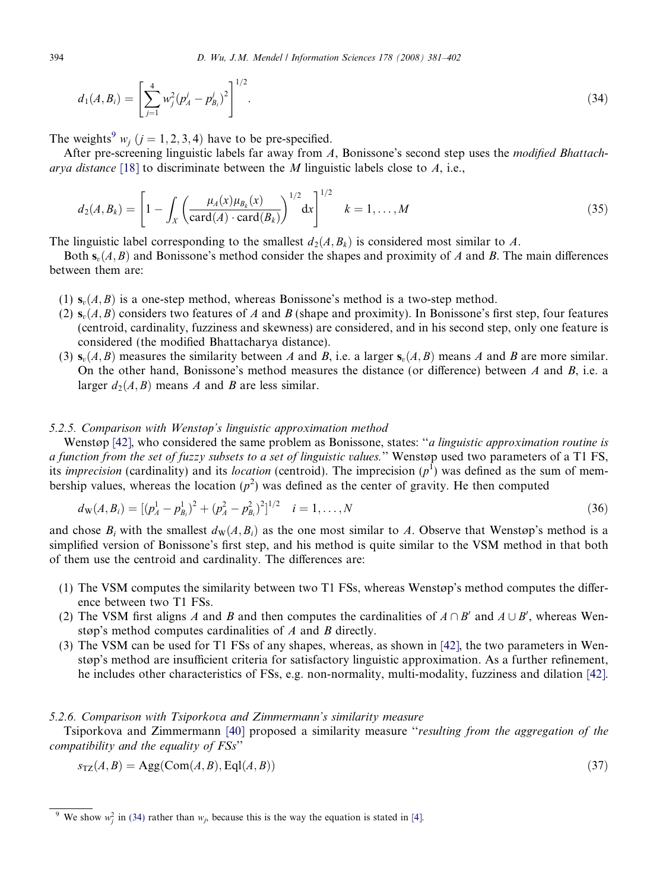$$d_1(A, B_i) = \left[ \sum_{j=1}^{4} w_j^2 (p_A^j - p_{B_i}^j)^2 \right]^{1/2}. \tag{34}$$

The weights[9] $w_j$ ($j = 1, 2, 3, 4$) have to be pre-specified.

After pre-screening linguistic labels far away from $A$, Bonissone's second step uses the *modified Bhattacharya distance* [18] to discriminate between the $M$ linguistic labels close to $A$, i.e.,

$$d_2(A, B_k) = \left[ 1 - \int_X \left( \frac{\mu_A(x)\mu_{B_k}(x)}{\text{card}(A) \cdot \text{card}(B_k)} \right)^{1/2} dx \right]^{1/2} \quad k = 1, \ldots, M \tag{35}$$

The linguistic label corresponding to the smallest $d_2(A, B_k)$ is considered most similar to $A$.

Both $\mathbf{s}_v(A, B)$ and Bonissone's method consider the shapes and proximity of $A$ and $B$. The main differences between them are:

(1) $\mathbf{s}_v(A, B)$ is a one-step method, whereas Bonissone's method is a two-step method.
(2) $\mathbf{s}_v(A, B)$ considers two features of $A$ and $B$ (shape and proximity). In Bonissone's first step, four features (centroid, cardinality, fuzziness and skewness) are considered, and in his second step, only one feature is considered (the modified Bhattacharya distance).
(3) $\mathbf{s}_v(A, B)$ measures the similarity between $A$ and $B$, i.e. a larger $\mathbf{s}_v(A, B)$ means $A$ and $B$ are more similar. On the other hand, Bonissone's method measures the distance (or difference) between $A$ and $B$, i.e. a larger $d_2(A, B)$ means $A$ and $B$ are less similar.

### 5.2.5. Comparison with Wenstøp's linguistic approximation method

Wenstøp [42], who considered the same problem as Bonissone, states: "*a linguistic approximation routine is a function from the set of fuzzy subsets to a set of linguistic values.*" Wenstøp used two parameters of a T1 FS, its *imprecision* (cardinality) and its *location* (centroid). The imprecision ($p^1$) was defined as the sum of membership values, whereas the location ($p^2$) was defined as the center of gravity. He then computed

$$d_W(A, B_i) = [(p_A^1 - p_{B_i}^1)^2 + (p_A^2 - p_{B_i}^2)^2]^{1/2} \quad i = 1, \ldots, N \tag{36}$$

and chose $B_i$ with the smallest $d_W(A, B_i)$ as the one most similar to $A$. Observe that Wenstøp's method is a simplified version of Bonissone's first step, and his method is quite similar to the VSM method in that both of them use the centroid and cardinality. The differences are:

(1) The VSM computes the similarity between two T1 FSs, whereas Wenstøp's method computes the difference between two T1 FSs.
(2) The VSM first aligns $A$ and $B$ and then computes the cardinalities of $A \cap B'$ and $A \cup B'$, whereas Wenstøp's method computes cardinalities of $A$ and $B$ directly.
(3) The VSM can be used for T1 FSs of any shapes, whereas, as shown in [42], the two parameters in Wenstøp's method are insufficient criteria for satisfactory linguistic approximation. As a further refinement, he includes other characteristics of FSs, e.g. non-normality, multi-modality, fuzziness and dilation [42].

### 5.2.6. Comparison with Tsiporkova and Zimmermann's similarity measure

Tsiporkova and Zimmermann [40] proposed a similarity measure "*resulting from the aggregation of the compatibility and the equality of FSs*"

$$s_{TZ}(A, B) = \text{Agg}(\text{Com}(A, B), \text{Eql}(A, B)) \tag{37}$$

[9] We show $w_j^2$ in (34) rather than $w_j$, because this is the way the equation is stated in [4].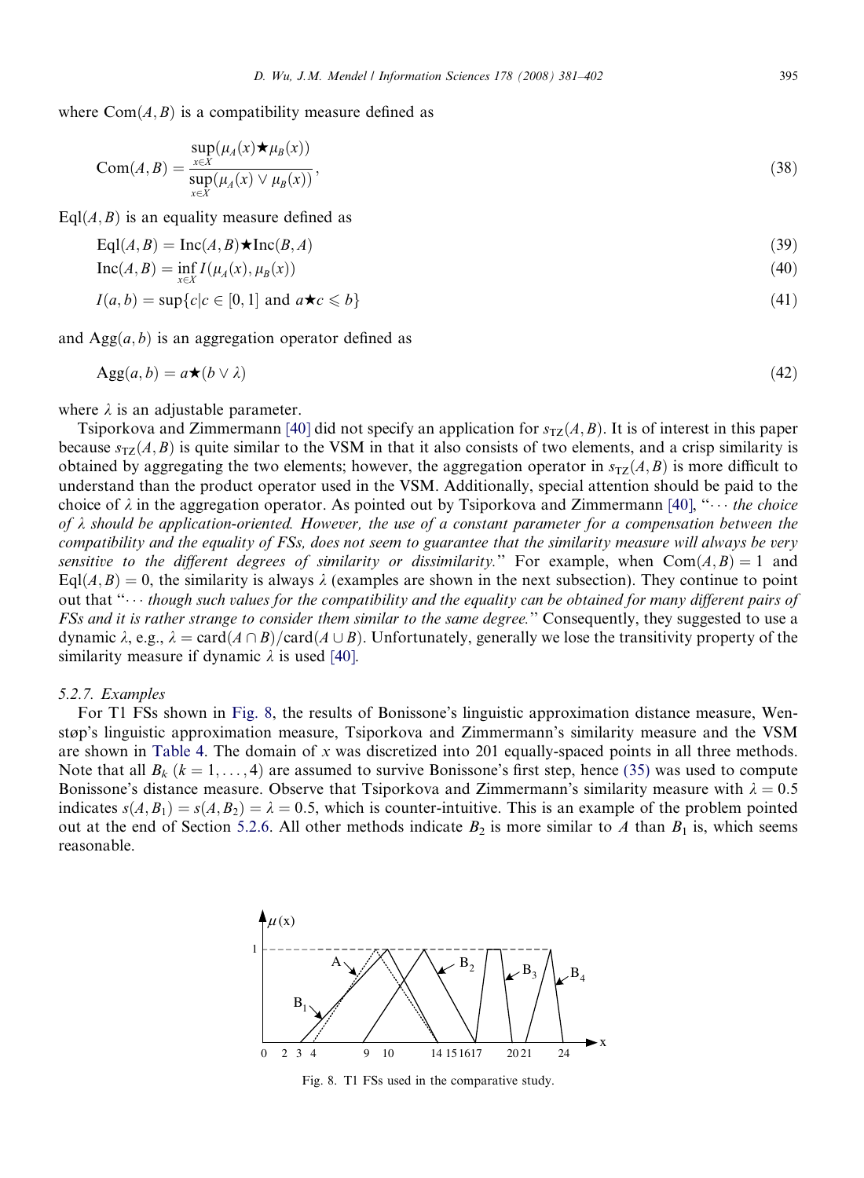where $\text{Com}(A,B)$ is a compatibility measure defined as

$$\text{Com}(A,B) = \frac{\sup_{x \in X}(\mu_A(x) \bigstar \mu_B(x))}{\sup_{x \in X}(\mu_A(x) \vee \mu_B(x))}, \tag{38}$$

$\text{Eql}(A,B)$ is an equality measure defined as

$$\text{Eql}(A,B) = \text{Inc}(A,B) \bigstar \text{Inc}(B,A) \tag{39}$$

$$\text{Inc}(A,B) = \inf_{x \in X} I(\mu_A(x), \mu_B(x)) \tag{40}$$

$$I(a,b) = \sup\{c | c \in [0,1] \text{ and } a \bigstar c \leqslant b\} \tag{41}$$

and $\text{Agg}(a,b)$ is an aggregation operator defined as

$$\text{Agg}(a,b) = a \bigstar (b \vee \lambda) \tag{42}$$

where $\lambda$ is an adjustable parameter.

Tsiporkova and Zimmermann [40] did not specify an application for $s_{TZ}(A,B)$. It is of interest in this paper because $s_{TZ}(A,B)$ is quite similar to the VSM in that it also consists of two elements, and a crisp similarity is obtained by aggregating the two elements; however, the aggregation operator in $s_{TZ}(A,B)$ is more difficult to understand than the product operator used in the VSM. Additionally, special attention should be paid to the choice of $\lambda$ in the aggregation operator. As pointed out by Tsiporkova and Zimmermann [40], "$\cdots$ *the choice of $\lambda$ should be application-oriented. However, the use of a constant parameter for a compensation between the compatibility and the equality of FSs, does not seem to guarantee that the similarity measure will always be very sensitive to the different degrees of similarity or dissimilarity.*" For example, when $\text{Com}(A,B) = 1$ and $\text{Eql}(A,B) = 0$, the similarity is always $\lambda$ (examples are shown in the next subsection). They continue to point out that "$\cdots$ *though such values for the compatibility and the equality can be obtained for many different pairs of FSs and it is rather strange to consider them similar to the same degree.*" Consequently, they suggested to use a dynamic $\lambda$, e.g., $\lambda = \text{card}(A \cap B)/\text{card}(A \cup B)$. Unfortunately, generally we lose the transitivity property of the similarity measure if dynamic $\lambda$ is used [40].

*5.2.7. Examples*

For T1 FSs shown in Fig. 8, the results of Bonissone's linguistic approximation distance measure, Wenstøp's linguistic approximation measure, Tsiporkova and Zimmermann's similarity measure and the VSM are shown in Table 4. The domain of $x$ was discretized into 201 equally-spaced points in all three methods. Note that all $B_k$ $(k = 1, \ldots, 4)$ are assumed to survive Bonissone's first step, hence (35) was used to compute Bonissone's distance measure. Observe that Tsiporkova and Zimmermann's similarity measure with $\lambda = 0.5$ indicates $s(A, B_1) = s(A, B_2) = \lambda = 0.5$, which is counter-intuitive. This is an example of the problem pointed out at the end of Section 5.2.6. All other methods indicate $B_2$ is more similar to $A$ than $B_1$ is, which seems reasonable.

Fig. 8. T1 FSs used in the comparative study.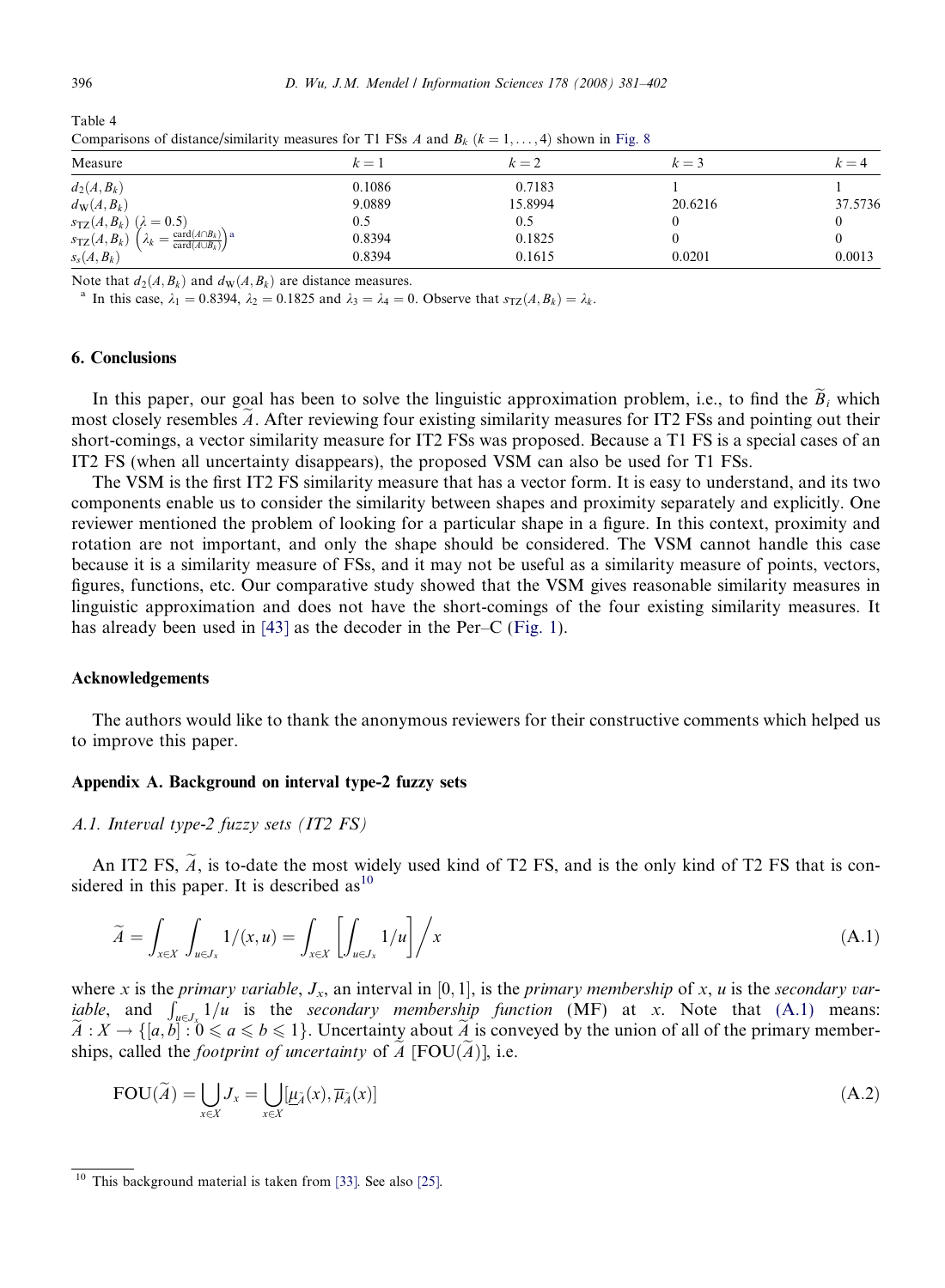Table 4
Comparisons of distance/similarity measures for T1 FSs $A$ and $B_k$ ($k = 1, \ldots, 4$) shown in Fig. 8

| Measure | $k = 1$ | $k = 2$ | $k = 3$ | $k = 4$ |
|---|---|---|---|---|
| $d_2(A, B_k)$ | 0.1086 | 0.7183 | 1 | 1 |
| $d_W(A, B_k)$ | 9.0889 | 15.8994 | 20.6216 | 37.5736 |
| $s_{TZ}(A, B_k)$ ($\lambda = 0.5$) | 0.5 | 0.5 | 0 | 0 |
| $s_{TZ}(A, B_k)$ $\left(\lambda_k = \frac{\text{card}(A \cap B_k)}{\text{card}(A \cup B_k)}\right)$ [a] | 0.8394 | 0.1825 | 0 | 0 |
| $s_s(A, B_k)$ | 0.8394 | 0.1615 | 0.0201 | 0.0013 |

Note that $d_2(A, B_k)$ and $d_W(A, B_k)$ are distance measures.
[a] In this case, $\lambda_1 = 0.8394$, $\lambda_2 = 0.1825$ and $\lambda_3 = \lambda_4 = 0$. Observe that $s_{TZ}(A, B_k) = \lambda_k$.

## 6. Conclusions

In this paper, our goal has been to solve the linguistic approximation problem, i.e., to find the $\widetilde{B}_i$ which most closely resembles $\widetilde{A}$. After reviewing four existing similarity measures for IT2 FSs and pointing out their short-comings, a vector similarity measure for IT2 FSs was proposed. Because a T1 FS is a special cases of an IT2 FS (when all uncertainty disappears), the proposed VSM can also be used for T1 FSs.

The VSM is the first IT2 FS similarity measure that has a vector form. It is easy to understand, and its two components enable us to consider the similarity between shapes and proximity separately and explicitly. One reviewer mentioned the problem of looking for a particular shape in a figure. In this context, proximity and rotation are not important, and only the shape should be considered. The VSM cannot handle this case because it is a similarity measure of FSs, and it may not be useful as a similarity measure of points, vectors, figures, functions, etc. Our comparative study showed that the VSM gives reasonable similarity measures in linguistic approximation and does not have the short-comings of the four existing similarity measures. It has already been used in [43] as the decoder in the Per–C (Fig. 1).

## Acknowledgements

The authors would like to thank the anonymous reviewers for their constructive comments which helped us to improve this paper.

## Appendix A. Background on interval type-2 fuzzy sets

### A.1. Interval type-2 fuzzy sets (IT2 FS)

An IT2 FS, $\widetilde{A}$, is to-date the most widely used kind of T2 FS, and is the only kind of T2 FS that is considered in this paper. It is described as[10]

$$\widetilde{A} = \int_{x \in X} \int_{u \in J_x} 1/(x, u) = \int_{x \in X} \left[ \int_{u \in J_x} 1/u \right] \bigg/ x \tag{A.1}$$

where $x$ is the *primary variable*, $J_x$, an interval in $[0, 1]$, is the *primary membership* of $x$, $u$ is the *secondary variable*, and $\int_{u \in J_x} 1/u$ is the *secondary membership function* (MF) at $x$. Note that (A.1) means: $\widetilde{A} : X \to \{[a, b] : 0 \leqslant a \leqslant b \leqslant 1\}$. Uncertainty about $\widetilde{A}$ is conveyed by the union of all of the primary memberships, called the *footprint of uncertainty* of $\widetilde{A}$ [FOU($\widetilde{A}$)], i.e.

$$\text{FOU}(\widetilde{A}) = \bigcup_{x \in X} J_x = \bigcup_{x \in X} [\underline{\mu}_{\widetilde{A}}(x), \overline{\mu}_{\widetilde{A}}(x)] \tag{A.2}$$

[10] This background material is taken from [33]. See also [25].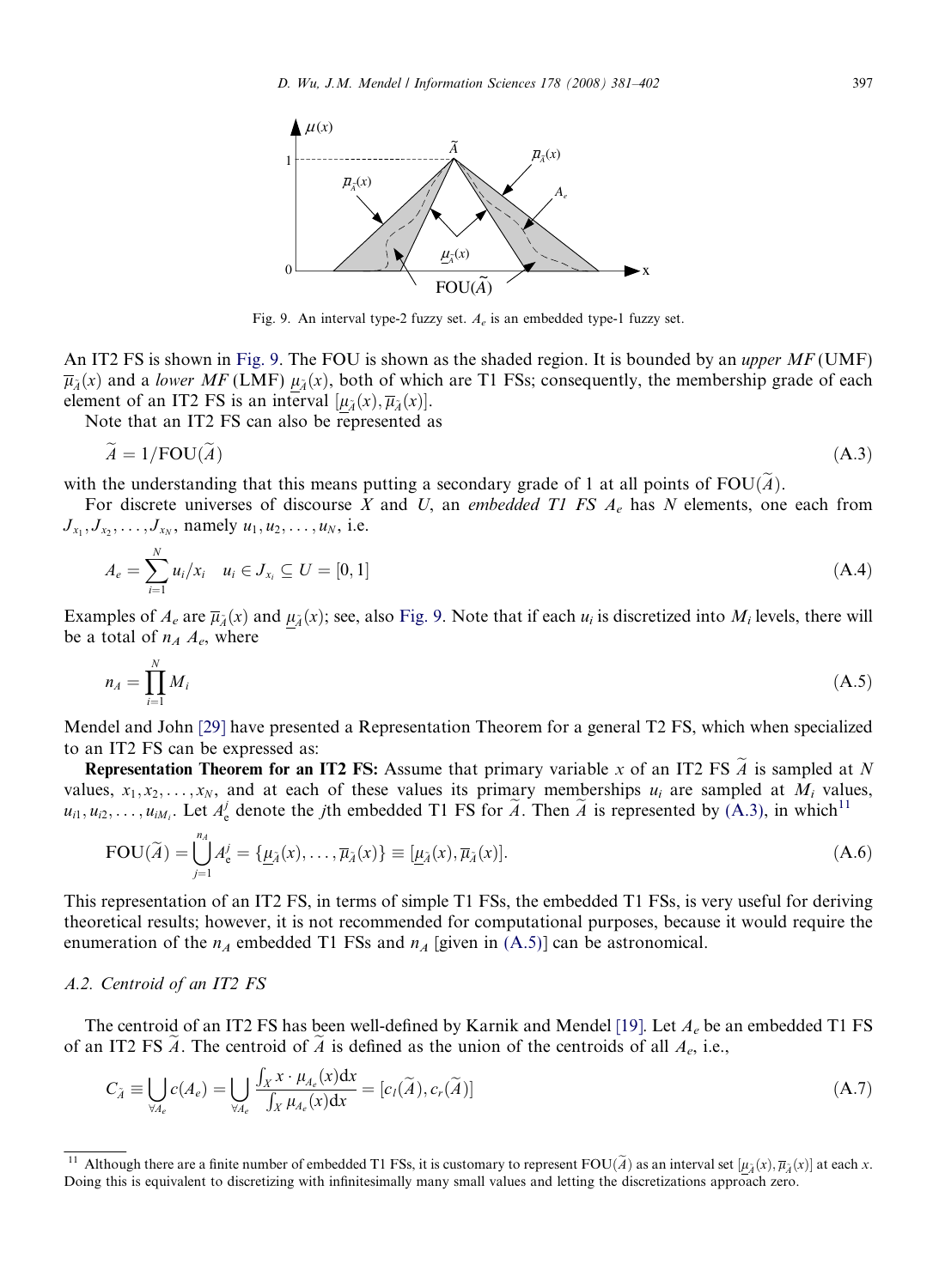Fig. 9. An interval type-2 fuzzy set. $A_e$ is an embedded type-1 fuzzy set.

An IT2 FS is shown in Fig. 9. The FOU is shown as the shaded region. It is bounded by an *upper MF* (UMF) $\overline{\mu}_{\widetilde{A}}(x)$ and a *lower MF* (LMF) $\underline{\mu}_{\widetilde{A}}(x)$, both of which are T1 FSs; consequently, the membership grade of each element of an IT2 FS is an interval $[\underline{\mu}_{\widetilde{A}}(x), \overline{\mu}_{\widetilde{A}}(x)]$.

Note that an IT2 FS can also be represented as

$$\widetilde{A} = 1/\text{FOU}(\widetilde{A}) \tag{A.3}$$

with the understanding that this means putting a secondary grade of 1 at all points of $\text{FOU}(\widetilde{A})$.

For discrete universes of discourse $X$ and $U$, an *embedded T1 FS* $A_e$ has $N$ elements, one each from $J_{x_1}, J_{x_2}, \ldots, J_{x_N}$, namely $u_1, u_2, \ldots, u_N$, i.e.

$$A_e = \sum_{i=1}^{N} u_i/x_i \quad u_i \in J_{x_i} \subseteq U = [0,1] \tag{A.4}$$

Examples of $A_e$ are $\overline{\mu}_{\widetilde{A}}(x)$ and $\underline{\mu}_{\widetilde{A}}(x)$; see, also Fig. 9. Note that if each $u_i$ is discretized into $M_i$ levels, there will be a total of $n_A$ $A_e$, where

$$n_A = \prod_{i=1}^{N} M_i \tag{A.5}$$

Mendel and John [29] have presented a Representation Theorem for a general T2 FS, which when specialized to an IT2 FS can be expressed as:

**Representation Theorem for an IT2 FS:** Assume that primary variable $x$ of an IT2 FS $\widetilde{A}$ is sampled at $N$ values, $x_1, x_2, \ldots, x_N$, and at each of these values its primary memberships $u_i$ are sampled at $M_i$ values, $u_{i1}, u_{i2}, \ldots, u_{iM_i}$. Let $A_e^j$ denote the $j$th embedded T1 FS for $\widetilde{A}$. Then $\widetilde{A}$ is represented by (A.3), in which[11]

$$\text{FOU}(\widetilde{A}) = \bigcup_{j=1}^{n_A} A_e^j = \{\underline{\mu}_{\widetilde{A}}(x), \ldots, \overline{\mu}_{\widetilde{A}}(x)\} \equiv [\underline{\mu}_{\widetilde{A}}(x), \overline{\mu}_{\widetilde{A}}(x)]. \tag{A.6}$$

This representation of an IT2 FS, in terms of simple T1 FSs, the embedded T1 FSs, is very useful for deriving theoretical results; however, it is not recommended for computational purposes, because it would require the enumeration of the $n_A$ embedded T1 FSs and $n_A$ [given in (A.5)] can be astronomical.

### A.2. Centroid of an IT2 FS

The centroid of an IT2 FS has been well-defined by Karnik and Mendel [19]. Let $A_e$ be an embedded T1 FS of an IT2 FS $\widetilde{A}$. The centroid of $\widetilde{A}$ is defined as the union of the centroids of all $A_e$, i.e.,

$$C_{\widetilde{A}} \equiv \bigcup_{\forall A_e} c(A_e) = \bigcup_{\forall A_e} \frac{\int_X x \cdot \mu_{A_e}(x) \mathrm{d}x}{\int_X \mu_{A_e}(x) \mathrm{d}x} = [c_l(\widetilde{A}), c_r(\widetilde{A})] \tag{A.7}$$

[11] Although there are a finite number of embedded T1 FSs, it is customary to represent $\text{FOU}(\widetilde{A})$ as an interval set $[\underline{\mu}_{\widetilde{A}}(x), \overline{\mu}_{\widetilde{A}}(x)]$ at each $x$. Doing this is equivalent to discretizing with infinitesimally many small values and letting the discretizations approach zero.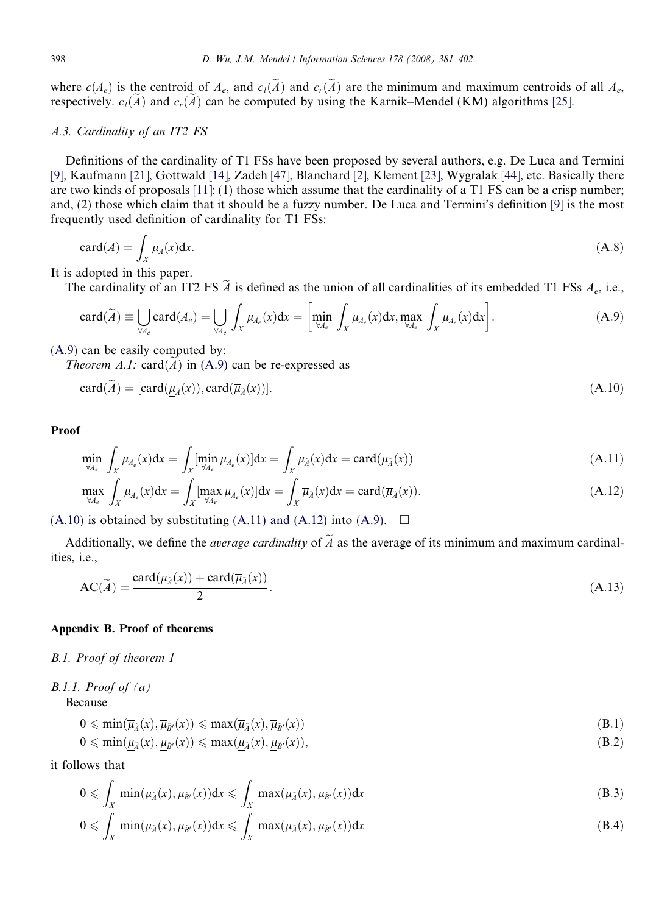where $c(A_e)$ is the centroid of $A_e$, and $c_l(\widetilde{A})$ and $c_r(\widetilde{A})$ are the minimum and maximum centroids of all $A_e$, respectively. $c_l(\widetilde{A})$ and $c_r(\widetilde{A})$ can be computed by using the Karnik–Mendel (KM) algorithms [25].

### A.3. Cardinality of an IT2 FS

Definitions of the cardinality of T1 FSs have been proposed by several authors, e.g. De Luca and Termini [9], Kaufmann [21], Gottwald [14], Zadeh [47], Blanchard [2], Klement [23], Wygralak [44], etc. Basically there are two kinds of proposals [11]: (1) those which assume that the cardinality of a T1 FS can be a crisp number; and, (2) those which claim that it should be a fuzzy number. De Luca and Termini's definition [9] is the most frequently used definition of cardinality for T1 FSs:

$$\text{card}(A) = \int_X \mu_A(x)\text{d}x. \tag{A.8}$$

It is adopted in this paper.

The cardinality of an IT2 FS $\widetilde{A}$ is defined as the union of all cardinalities of its embedded T1 FSs $A_e$, i.e.,

$$\text{card}(\widetilde{A}) \equiv \bigcup_{\forall A_e} \text{card}(A_e) = \bigcup_{\forall A_e} \int_X \mu_{A_e}(x)\text{d}x = \left[\min_{\forall A_e} \int_X \mu_{A_e}(x)\text{d}x, \max_{\forall A_e} \int_X \mu_{A_e}(x)\text{d}x\right]. \tag{A.9}$$

(A.9) can be easily computed by:

*Theorem A.1:* $\text{card}(\widetilde{A})$ in (A.9) can be re-expressed as

$$\text{card}(\widetilde{A}) = [\text{card}(\underline{\mu}_{\widetilde{A}}(x)), \text{card}(\overline{\mu}_{\widetilde{A}}(x))]. \tag{A.10}$$

**Proof**

$$\min_{\forall A_e} \int_X \mu_{A_e}(x)\text{d}x = \int_X [\min_{\forall A_e} \mu_{A_e}(x)]\text{d}x = \int_X \underline{\mu}_{\widetilde{A}}(x)\text{d}x = \text{card}(\underline{\mu}_{\widetilde{A}}(x)) \tag{A.11}$$

$$\max_{\forall A_e} \int_X \mu_{A_e}(x)\text{d}x = \int_X [\max_{\forall A_e} \mu_{A_e}(x)]\text{d}x = \int_X \overline{\mu}_{\widetilde{A}}(x)\text{d}x = \text{card}(\overline{\mu}_{\widetilde{A}}(x)). \tag{A.12}$$

(A.10) is obtained by substituting (A.11) and (A.12) into (A.9). $\square$

Additionally, we define the *average cardinality* of $\widetilde{A}$ as the average of its minimum and maximum cardinalities, i.e.,

$$\text{AC}(\widetilde{A}) = \frac{\text{card}(\underline{\mu}_{\widetilde{A}}(x)) + \text{card}(\overline{\mu}_{\widetilde{A}}(x))}{2}. \tag{A.13}$$

## Appendix B. Proof of theorems

### B.1. Proof of theorem 1

#### B.1.1. Proof of (a)

Because

$$0 \leqslant \min(\overline{\mu}_{\widetilde{A}}(x), \overline{\mu}_{\widetilde{B}'}(x)) \leqslant \max(\overline{\mu}_{\widetilde{A}}(x), \overline{\mu}_{\widetilde{B}'}(x)) \tag{B.1}$$

$$0 \leqslant \min(\underline{\mu}_{\widetilde{A}}(x), \underline{\mu}_{\widetilde{B}'}(x)) \leqslant \max(\underline{\mu}_{\widetilde{A}}(x), \underline{\mu}_{\widetilde{B}'}(x)), \tag{B.2}$$

it follows that

$$0 \leqslant \int_X \min(\overline{\mu}_{\widetilde{A}}(x), \overline{\mu}_{\widetilde{B}'}(x))\text{d}x \leqslant \int_X \max(\overline{\mu}_{\widetilde{A}}(x), \overline{\mu}_{\widetilde{B}'}(x))\text{d}x \tag{B.3}$$

$$0 \leqslant \int_X \min(\underline{\mu}_{\widetilde{A}}(x), \underline{\mu}_{\widetilde{B}'}(x))\text{d}x \leqslant \int_X \max(\underline{\mu}_{\widetilde{A}}(x), \underline{\mu}_{\widetilde{B}'}(x))\text{d}x \tag{B.4}$$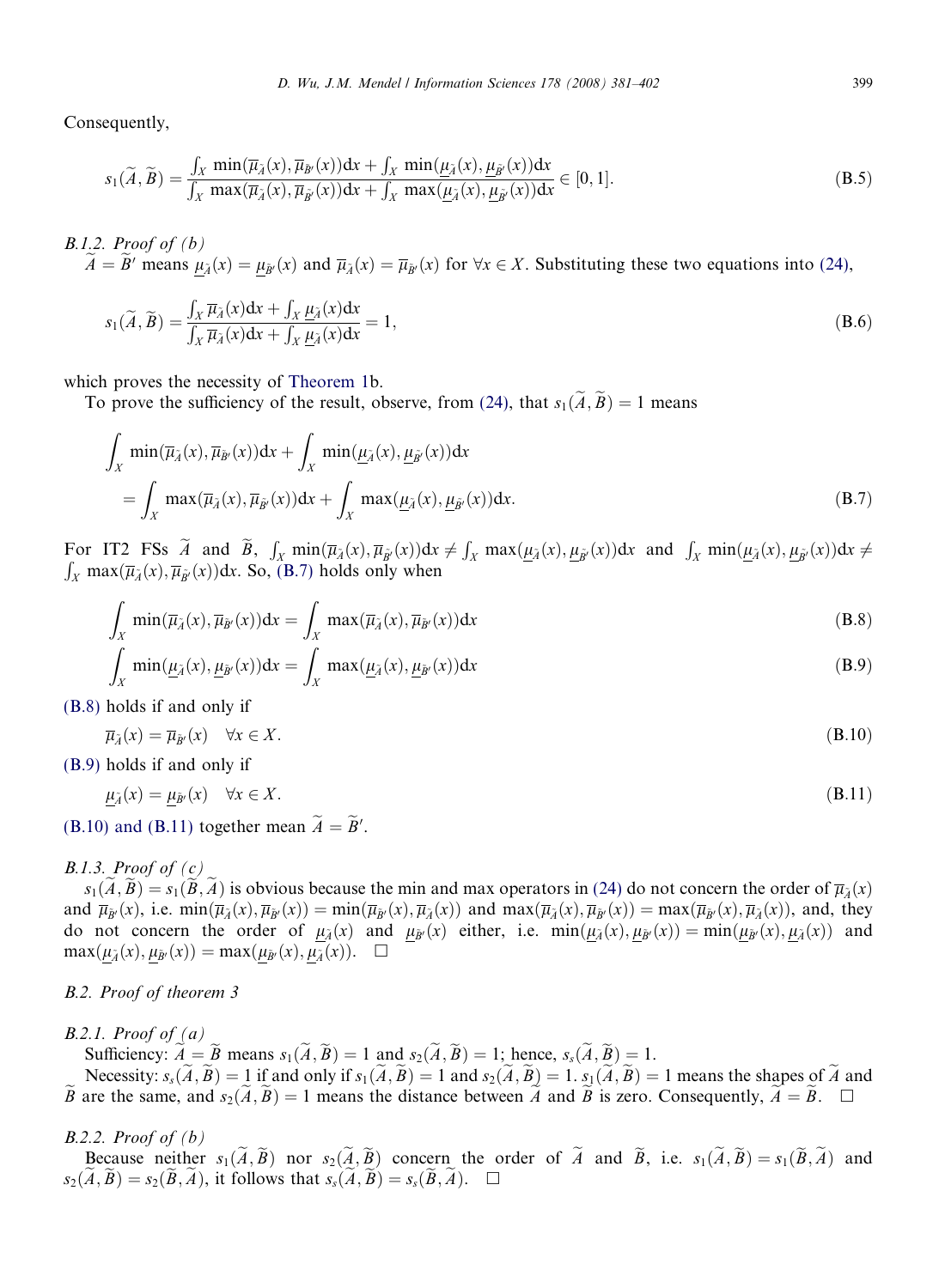Consequently,

$$s_1(\widetilde{A},\widetilde{B}) = \frac{\int_X \min(\overline{\mu}_{\tilde{A}}(x), \overline{\mu}_{\tilde{B}'}(x))\mathrm{d}x + \int_X \min(\underline{\mu}_{\tilde{A}}(x), \underline{\mu}_{\tilde{B}'}(x))\mathrm{d}x}{\int_X \max(\overline{\mu}_{\tilde{A}}(x), \overline{\mu}_{\tilde{B}'}(x))\mathrm{d}x + \int_X \max(\underline{\mu}_{\tilde{A}}(x), \underline{\mu}_{\tilde{B}'}(x))\mathrm{d}x} \in [0,1]. \tag{B.5}$$

*B.1.2. Proof of (b)*

$\widetilde{A} = \widetilde{B}'$ means $\underline{\mu}_{\tilde{A}}(x) = \underline{\mu}_{\tilde{B}'}(x)$ and $\overline{\mu}_{\tilde{A}}(x) = \overline{\mu}_{\tilde{B}'}(x)$ for $\forall x \in X$. Substituting these two equations into (24),

$$s_1(\widetilde{A},\widetilde{B}) = \frac{\int_X \overline{\mu}_{\tilde{A}}(x)\mathrm{d}x + \int_X \underline{\mu}_{\tilde{A}}(x)\mathrm{d}x}{\int_X \overline{\mu}_{\tilde{A}}(x)\mathrm{d}x + \int_X \underline{\mu}_{\tilde{A}}(x)\mathrm{d}x} = 1, \tag{B.6}$$

which proves the necessity of Theorem 1b.

To prove the sufficiency of the result, observe, from (24), that $s_1(\widetilde{A},\widetilde{B}) = 1$ means

$$\begin{aligned} &\int_X \min(\overline{\mu}_{\tilde{A}}(x), \overline{\mu}_{\tilde{B}'}(x))\mathrm{d}x + \int_X \min(\underline{\mu}_{\tilde{A}}(x), \underline{\mu}_{\tilde{B}'}(x))\mathrm{d}x \\ &\quad = \int_X \max(\overline{\mu}_{\tilde{A}}(x), \overline{\mu}_{\tilde{B}'}(x))\mathrm{d}x + \int_X \max(\underline{\mu}_{\tilde{A}}(x), \underline{\mu}_{\tilde{B}'}(x))\mathrm{d}x. \end{aligned} \tag{B.7}$$

For IT2 FSs $\widetilde{A}$ and $\widetilde{B}$, $\int_X \min(\overline{\mu}_{\tilde{A}}(x), \overline{\mu}_{\tilde{B}'}(x))\mathrm{d}x \neq \int_X \max(\underline{\mu}_{\tilde{A}}(x), \underline{\mu}_{\tilde{B}'}(x))\mathrm{d}x$ and $\int_X \min(\underline{\mu}_{\tilde{A}}(x), \underline{\mu}_{\tilde{B}'}(x))\mathrm{d}x \neq \int_X \max(\overline{\mu}_{\tilde{A}}(x), \overline{\mu}_{\tilde{B}'}(x))\mathrm{d}x$. So, (B.7) holds only when

$$\int_X \min(\overline{\mu}_{\tilde{A}}(x), \overline{\mu}_{\tilde{B}'}(x))\mathrm{d}x = \int_X \max(\overline{\mu}_{\tilde{A}}(x), \overline{\mu}_{\tilde{B}'}(x))\mathrm{d}x \tag{B.8}$$

$$\int_X \min(\underline{\mu}_{\tilde{A}}(x), \underline{\mu}_{\tilde{B}'}(x))\mathrm{d}x = \int_X \max(\underline{\mu}_{\tilde{A}}(x), \underline{\mu}_{\tilde{B}'}(x))\mathrm{d}x \tag{B.9}$$

(B.8) holds if and only if

$$\overline{\mu}_{\tilde{A}}(x) = \overline{\mu}_{\tilde{B}'}(x) \quad \forall x \in X. \tag{B.10}$$

(B.9) holds if and only if

$$\underline{\mu}_{\tilde{A}}(x) = \underline{\mu}_{\tilde{B}'}(x) \quad \forall x \in X. \tag{B.11}$$

(B.10) and (B.11) together mean $\widetilde{A} = \widetilde{B}'$.

*B.1.3. Proof of (c)*

$s_1(\widetilde{A},\widetilde{B}) = s_1(\widetilde{B},\widetilde{A})$ is obvious because the min and max operators in (24) do not concern the order of $\overline{\mu}_{\tilde{A}}(x)$ and $\overline{\mu}_{\tilde{B}'}(x)$, i.e. $\min(\overline{\mu}_{\tilde{A}}(x), \overline{\mu}_{\tilde{B}'}(x)) = \min(\overline{\mu}_{\tilde{B}'}(x), \overline{\mu}_{\tilde{A}}(x))$ and $\max(\overline{\mu}_{\tilde{A}}(x), \overline{\mu}_{\tilde{B}'}(x)) = \max(\overline{\mu}_{\tilde{B}'}(x), \overline{\mu}_{\tilde{A}}(x))$, and, they do not concern the order of $\underline{\mu}_{\tilde{A}}(x)$ and $\underline{\mu}_{\tilde{B}'}(x)$ either, i.e. $\min(\underline{\mu}_{\tilde{A}}(x), \underline{\mu}_{\tilde{B}'}(x)) = \min(\underline{\mu}_{\tilde{B}'}(x), \underline{\mu}_{\tilde{A}}(x))$ and $\max(\underline{\mu}_{\tilde{A}}(x), \underline{\mu}_{\tilde{B}'}(x)) = \max(\underline{\mu}_{\tilde{B}'}(x), \underline{\mu}_{\tilde{A}}(x))$. □

## B.2. Proof of theorem 3

*B.2.1. Proof of (a)*

Sufficiency: $\widetilde{A} = \widetilde{B}$ means $s_1(\widetilde{A},\widetilde{B}) = 1$ and $s_2(\widetilde{A},\widetilde{B}) = 1$; hence, $s_s(\widetilde{A},\widetilde{B}) = 1$.

Necessity: $s_s(\widetilde{A},\widetilde{B}) = 1$ if and only if $s_1(\widetilde{A},\widetilde{B}) = 1$ and $s_2(\widetilde{A},\widetilde{B}) = 1$. $s_1(\widetilde{A},\widetilde{B}) = 1$ means the shapes of $\widetilde{A}$ and $\widetilde{B}$ are the same, and $s_2(\widetilde{A},\widetilde{B}) = 1$ means the distance between $\widetilde{A}$ and $\widetilde{B}$ is zero. Consequently, $\widetilde{A} = \widetilde{B}$. □

*B.2.2. Proof of (b)*

Because neither $s_1(\widetilde{A},\widetilde{B})$ nor $s_2(\widetilde{A},\widetilde{B})$ concern the order of $\widetilde{A}$ and $\widetilde{B}$, i.e. $s_1(\widetilde{A},\widetilde{B}) = s_1(\widetilde{B},\widetilde{A})$ and $s_2(\widetilde{A},\widetilde{B}) = s_2(\widetilde{B},\widetilde{A})$, it follows that $s_s(\widetilde{A},\widetilde{B}) = s_s(\widetilde{B},\widetilde{A})$. □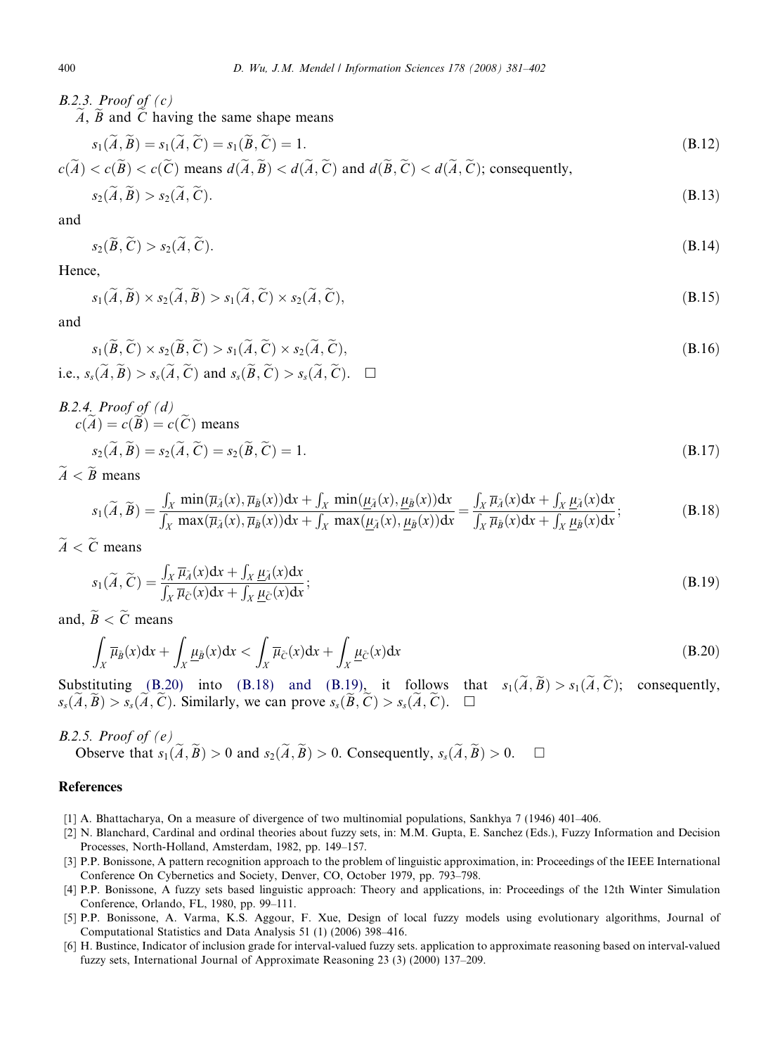#### B.2.3. Proof of (c)

$\widetilde{A}$, $\widetilde{B}$ and $\widetilde{C}$ having the same shape means

$$s_1(\widetilde{A},\widetilde{B}) = s_1(\widetilde{A},\widetilde{C}) = s_1(\widetilde{B},\widetilde{C}) = 1. \tag{B.12}$$

$c(\widetilde{A}) < c(\widetilde{B}) < c(\widetilde{C})$ means $d(\widetilde{A},\widetilde{B}) < d(\widetilde{A},\widetilde{C})$ and $d(\widetilde{B},\widetilde{C}) < d(\widetilde{A},\widetilde{C})$; consequently,

$$s_2(\widetilde{A},\widetilde{B}) > s_2(\widetilde{A},\widetilde{C}). \tag{B.13}$$

and

$$s_2(\widetilde{B},\widetilde{C}) > s_2(\widetilde{A},\widetilde{C}). \tag{B.14}$$

Hence,

$$s_1(\widetilde{A},\widetilde{B}) \times s_2(\widetilde{A},\widetilde{B}) > s_1(\widetilde{A},\widetilde{C}) \times s_2(\widetilde{A},\widetilde{C}), \tag{B.15}$$

and

$$s_1(\widetilde{B},\widetilde{C}) \times s_2(\widetilde{B},\widetilde{C}) > s_1(\widetilde{A},\widetilde{C}) \times s_2(\widetilde{A},\widetilde{C}), \tag{B.16}$$

i.e., $s_s(\widetilde{A},\widetilde{B}) > s_s(\widetilde{A},\widetilde{C})$ and $s_s(\widetilde{B},\widetilde{C}) > s_s(\widetilde{A},\widetilde{C})$. $\square$

#### B.2.4. Proof of (d)

$c(\widetilde{A}) = c(\widetilde{B}) = c(\widetilde{C})$ means

$$s_2(\widetilde{A},\widetilde{B}) = s_2(\widetilde{A},\widetilde{C}) = s_2(\widetilde{B},\widetilde{C}) = 1. \tag{B.17}$$

$\widetilde{A} < \widetilde{B}$ means

$$s_1(\widetilde{A},\widetilde{B}) = \frac{\int_X \min(\overline{\mu}_{\widetilde{A}}(x), \overline{\mu}_{\widetilde{B}}(x))\mathrm{d}x + \int_X \min(\underline{\mu}_{\widetilde{A}}(x), \underline{\mu}_{\widetilde{B}}(x))\mathrm{d}x}{\int_X \max(\overline{\mu}_{\widetilde{A}}(x), \overline{\mu}_{\widetilde{B}}(x))\mathrm{d}x + \int_X \max(\underline{\mu}_{\widetilde{A}}(x), \underline{\mu}_{\widetilde{B}}(x))\mathrm{d}x} = \frac{\int_X \overline{\mu}_{\widetilde{A}}(x)\mathrm{d}x + \int_X \underline{\mu}_{\widetilde{A}}(x)\mathrm{d}x}{\int_X \overline{\mu}_{\widetilde{B}}(x)\mathrm{d}x + \int_X \underline{\mu}_{\widetilde{B}}(x)\mathrm{d}x}; \tag{B.18}$$

$\widetilde{A} < \widetilde{C}$ means

$$s_1(\widetilde{A},\widetilde{C}) = \frac{\int_X \overline{\mu}_{\widetilde{A}}(x)\mathrm{d}x + \int_X \underline{\mu}_{\widetilde{A}}(x)\mathrm{d}x}{\int_X \overline{\mu}_{\widetilde{C}}(x)\mathrm{d}x + \int_X \underline{\mu}_{\widetilde{C}}(x)\mathrm{d}x}; \tag{B.19}$$

and, $\widetilde{B} < \widetilde{C}$ means

$$\int_X \overline{\mu}_{\widetilde{B}}(x)\mathrm{d}x + \int_X \underline{\mu}_{\widetilde{B}}(x)\mathrm{d}x < \int_X \overline{\mu}_{\widetilde{C}}(x)\mathrm{d}x + \int_X \underline{\mu}_{\widetilde{C}}(x)\mathrm{d}x \tag{B.20}$$

Substituting (B.20) into (B.18) and (B.19), it follows that $s_1(\widetilde{A},\widetilde{B}) > s_1(\widetilde{A},\widetilde{C})$; consequently, $s_s(\widetilde{A},\widetilde{B}) > s_s(\widetilde{A},\widetilde{C})$. Similarly, we can prove $s_s(\widetilde{B},\widetilde{C}) > s_s(\widetilde{A},\widetilde{C})$. $\square$

#### B.2.5. Proof of (e)

Observe that $s_1(\widetilde{A},\widetilde{B}) > 0$ and $s_2(\widetilde{A},\widetilde{B}) > 0$. Consequently, $s_s(\widetilde{A},\widetilde{B}) > 0$. $\square$

## References

[1] A. Bhattacharya, On a measure of divergence of two multinomial populations, Sankhya 7 (1946) 401–406.

[2] N. Blanchard, Cardinal and ordinal theories about fuzzy sets, in: M.M. Gupta, E. Sanchez (Eds.), Fuzzy Information and Decision Processes, North-Holland, Amsterdam, 1982, pp. 149–157.

[3] P.P. Bonissone, A pattern recognition approach to the problem of linguistic approximation, in: Proceedings of the IEEE International Conference On Cybernetics and Society, Denver, CO, October 1979, pp. 793–798.

[4] P.P. Bonissone, A fuzzy sets based linguistic approach: Theory and applications, in: Proceedings of the 12th Winter Simulation Conference, Orlando, FL, 1980, pp. 99–111.

[5] P.P. Bonissone, A. Varma, K.S. Aggour, F. Xue, Design of local fuzzy models using evolutionary algorithms, Journal of Computational Statistics and Data Analysis 51 (1) (2006) 398–416.

[6] H. Bustince, Indicator of inclusion grade for interval-valued fuzzy sets. application to approximate reasoning based on interval-valued fuzzy sets, International Journal of Approximate Reasoning 23 (3) (2000) 137–209.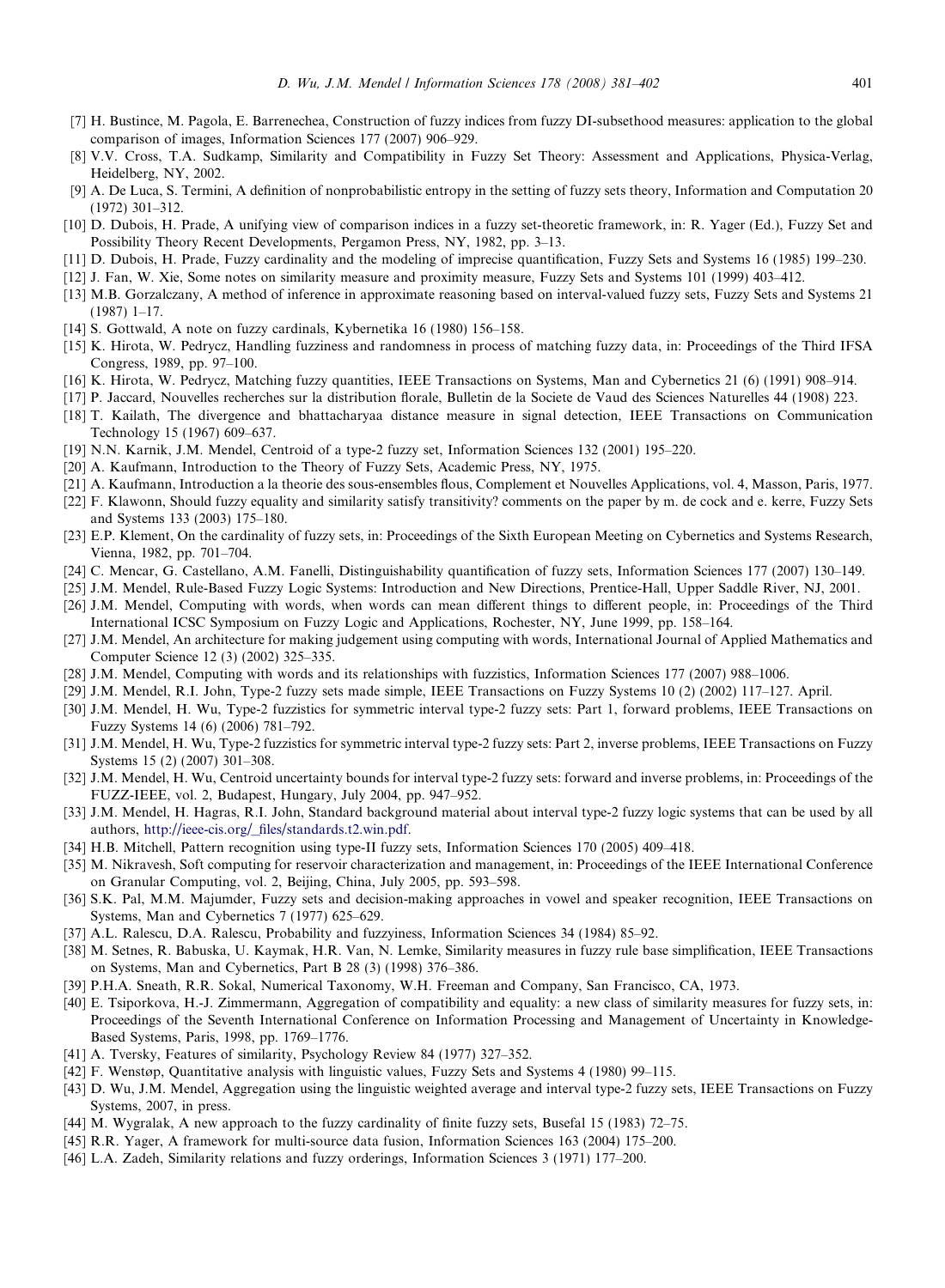[7] H. Bustince, M. Pagola, E. Barrenechea, Construction of fuzzy indices from fuzzy DI-subsethood measures: application to the global comparison of images, Information Sciences 177 (2007) 906–929.

[8] V.V. Cross, T.A. Sudkamp, Similarity and Compatibility in Fuzzy Set Theory: Assessment and Applications, Physica-Verlag, Heidelberg, NY, 2002.

[9] A. De Luca, S. Termini, A definition of nonprobabilistic entropy in the setting of fuzzy sets theory, Information and Computation 20 (1972) 301–312.

[10] D. Dubois, H. Prade, A unifying view of comparison indices in a fuzzy set-theoretic framework, in: R. Yager (Ed.), Fuzzy Set and Possibility Theory Recent Developments, Pergamon Press, NY, 1982, pp. 3–13.

[11] D. Dubois, H. Prade, Fuzzy cardinality and the modeling of imprecise quantification, Fuzzy Sets and Systems 16 (1985) 199–230.

[12] J. Fan, W. Xie, Some notes on similarity measure and proximity measure, Fuzzy Sets and Systems 101 (1999) 403–412.

[13] M.B. Gorzalczany, A method of inference in approximate reasoning based on interval-valued fuzzy sets, Fuzzy Sets and Systems 21 (1987) 1–17.

[14] S. Gottwald, A note on fuzzy cardinals, Kybernetika 16 (1980) 156–158.

[15] K. Hirota, W. Pedrycz, Handling fuzziness and randomness in process of matching fuzzy data, in: Proceedings of the Third IFSA Congress, 1989, pp. 97–100.

[16] K. Hirota, W. Pedrycz, Matching fuzzy quantities, IEEE Transactions on Systems, Man and Cybernetics 21 (6) (1991) 908–914.

[17] P. Jaccard, Nouvelles recherches sur la distribution florale, Bulletin de la Societe de Vaud des Sciences Naturelles 44 (1908) 223.

[18] T. Kailath, The divergence and bhattacharyaa distance measure in signal detection, IEEE Transactions on Communication Technology 15 (1967) 609–637.

[19] N.N. Karnik, J.M. Mendel, Centroid of a type-2 fuzzy set, Information Sciences 132 (2001) 195–220.

[20] A. Kaufmann, Introduction to the Theory of Fuzzy Sets, Academic Press, NY, 1975.

[21] A. Kaufmann, Introduction a la theorie des sous-ensembles flous, Complement et Nouvelles Applications, vol. 4, Masson, Paris, 1977.

[22] F. Klawonn, Should fuzzy equality and similarity satisfy transitivity? comments on the paper by m. de cock and e. kerre, Fuzzy Sets and Systems 133 (2003) 175–180.

[23] E.P. Klement, On the cardinality of fuzzy sets, in: Proceedings of the Sixth European Meeting on Cybernetics and Systems Research, Vienna, 1982, pp. 701–704.

[24] C. Mencar, G. Castellano, A.M. Fanelli, Distinguishability quantification of fuzzy sets, Information Sciences 177 (2007) 130–149.

[25] J.M. Mendel, Rule-Based Fuzzy Logic Systems: Introduction and New Directions, Prentice-Hall, Upper Saddle River, NJ, 2001.

[26] J.M. Mendel, Computing with words, when words can mean different things to different people, in: Proceedings of the Third International ICSC Symposium on Fuzzy Logic and Applications, Rochester, NY, June 1999, pp. 158–164.

[27] J.M. Mendel, An architecture for making judgement using computing with words, International Journal of Applied Mathematics and Computer Science 12 (3) (2002) 325–335.

[28] J.M. Mendel, Computing with words and its relationships with fuzzistics, Information Sciences 177 (2007) 988–1006.

[29] J.M. Mendel, R.I. John, Type-2 fuzzy sets made simple, IEEE Transactions on Fuzzy Systems 10 (2) (2002) 117–127. April.

[30] J.M. Mendel, H. Wu, Type-2 fuzzistics for symmetric interval type-2 fuzzy sets: Part 1, forward problems, IEEE Transactions on Fuzzy Systems 14 (6) (2006) 781–792.

[31] J.M. Mendel, H. Wu, Type-2 fuzzistics for symmetric interval type-2 fuzzy sets: Part 2, inverse problems, IEEE Transactions on Fuzzy Systems 15 (2) (2007) 301–308.

[32] J.M. Mendel, H. Wu, Centroid uncertainty bounds for interval type-2 fuzzy sets: forward and inverse problems, in: Proceedings of the FUZZ-IEEE, vol. 2, Budapest, Hungary, July 2004, pp. 947–952.

[33] J.M. Mendel, H. Hagras, R.I. John, Standard background material about interval type-2 fuzzy logic systems that can be used by all authors, http://ieee-cis.org/_files/standards.t2.win.pdf.

[34] H.B. Mitchell, Pattern recognition using type-II fuzzy sets, Information Sciences 170 (2005) 409–418.

[35] M. Nikravesh, Soft computing for reservoir characterization and management, in: Proceedings of the IEEE International Conference on Granular Computing, vol. 2, Beijing, China, July 2005, pp. 593–598.

[36] S.K. Pal, M.M. Majumder, Fuzzy sets and decision-making approaches in vowel and speaker recognition, IEEE Transactions on Systems, Man and Cybernetics 7 (1977) 625–629.

[37] A.L. Ralescu, D.A. Ralescu, Probability and fuzzyiness, Information Sciences 34 (1984) 85–92.

[38] M. Setnes, R. Babuska, U. Kaymak, H.R. Van, N. Lemke, Similarity measures in fuzzy rule base simplification, IEEE Transactions on Systems, Man and Cybernetics, Part B 28 (3) (1998) 376–386.

[39] P.H.A. Sneath, R.R. Sokal, Numerical Taxonomy, W.H. Freeman and Company, San Francisco, CA, 1973.

[40] E. Tsiporkova, H.-J. Zimmermann, Aggregation of compatibility and equality: a new class of similarity measures for fuzzy sets, in: Proceedings of the Seventh International Conference on Information Processing and Management of Uncertainty in Knowledge-Based Systems, Paris, 1998, pp. 1769–1776.

[41] A. Tversky, Features of similarity, Psychology Review 84 (1977) 327–352.

[42] F. Wenstøp, Quantitative analysis with linguistic values, Fuzzy Sets and Systems 4 (1980) 99–115.

[43] D. Wu, J.M. Mendel, Aggregation using the linguistic weighted average and interval type-2 fuzzy sets, IEEE Transactions on Fuzzy Systems, 2007, in press.

[44] M. Wygralak, A new approach to the fuzzy cardinality of finite fuzzy sets, Busefal 15 (1983) 72–75.

[45] R.R. Yager, A framework for multi-source data fusion, Information Sciences 163 (2004) 175–200.

[46] L.A. Zadeh, Similarity relations and fuzzy orderings, Information Sciences 3 (1971) 177–200.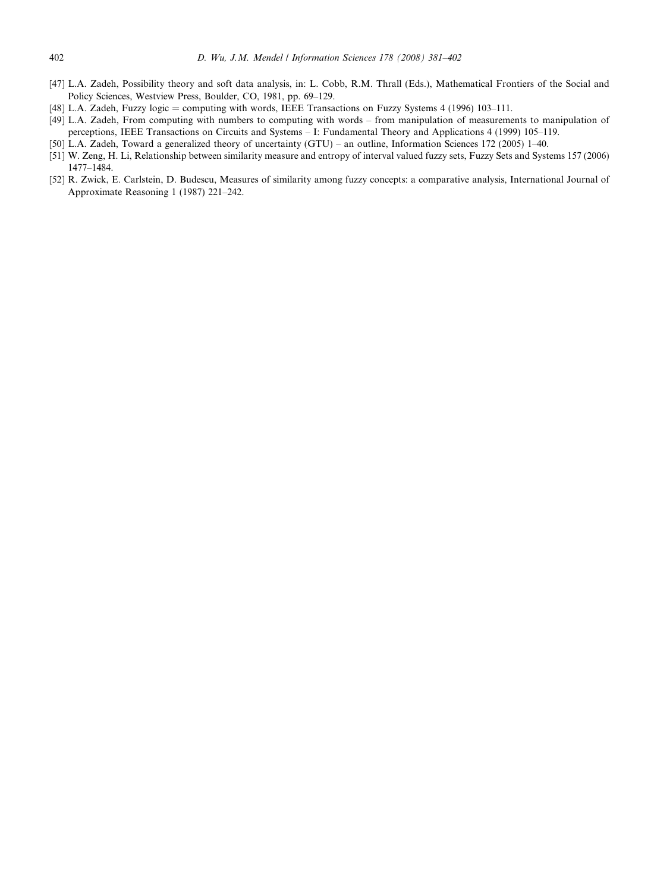[47] L.A. Zadeh, Possibility theory and soft data analysis, in: L. Cobb, R.M. Thrall (Eds.), Mathematical Frontiers of the Social and Policy Sciences, Westview Press, Boulder, CO, 1981, pp. 69–129.

[48] L.A. Zadeh, Fuzzy logic = computing with words, IEEE Transactions on Fuzzy Systems 4 (1996) 103–111.

[49] L.A. Zadeh, From computing with numbers to computing with words – from manipulation of measurements to manipulation of perceptions, IEEE Transactions on Circuits and Systems – I: Fundamental Theory and Applications 4 (1999) 105–119.

[50] L.A. Zadeh, Toward a generalized theory of uncertainty (GTU) – an outline, Information Sciences 172 (2005) 1–40.

[51] W. Zeng, H. Li, Relationship between similarity measure and entropy of interval valued fuzzy sets, Fuzzy Sets and Systems 157 (2006) 1477–1484.

[52] R. Zwick, E. Carlstein, D. Budescu, Measures of similarity among fuzzy concepts: a comparative analysis, International Journal of Approximate Reasoning 1 (1987) 221–242.